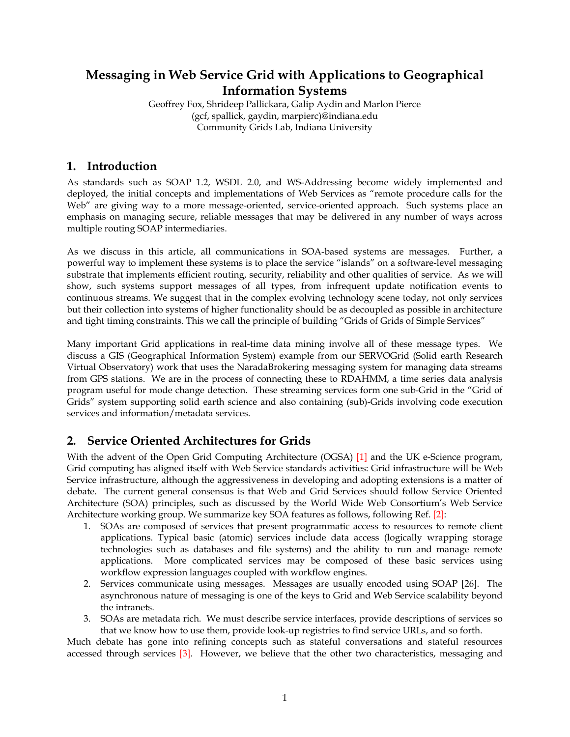# Messaging in Web Service Grid with Applications to Geographical Information Systems

Geoffrey Fox, Shrideep Pallickara, Galip Aydin and Marlon Pierce
(gcf, spallick, gaydin, marpierc)@indiana.edu
Community Grids Lab, Indiana University

## 1. Introduction

As standards such as SOAP 1.2, WSDL 2.0, and WS-Addressing become widely implemented and deployed, the initial concepts and implementations of Web Services as "remote procedure calls for the Web" are giving way to a more message-oriented, service-oriented approach. Such systems place an emphasis on managing secure, reliable messages that may be delivered in any number of ways across multiple routing SOAP intermediaries.

As we discuss in this article, all communications in SOA-based systems are messages. Further, a powerful way to implement these systems is to place the service "islands" on a software-level messaging substrate that implements efficient routing, security, reliability and other qualities of service. As we will show, such systems support messages of all types, from infrequent update notification events to continuous streams. We suggest that in the complex evolving technology scene today, not only services but their collection into systems of higher functionality should be as decoupled as possible in architecture and tight timing constraints. This we call the principle of building "Grids of Grids of Simple Services"

Many important Grid applications in real-time data mining involve all of these message types. We discuss a GIS (Geographical Information System) example from our SERVOGrid (Solid earth Research Virtual Observatory) work that uses the NaradaBrokering messaging system for managing data streams from GPS stations. We are in the process of connecting these to RDAHMM, a time series data analysis program useful for mode change detection. These streaming services form one sub-Grid in the "Grid of Grids" system supporting solid earth science and also containing (sub)-Grids involving code execution services and information/metadata services.

## 2. Service Oriented Architectures for Grids

With the advent of the Open Grid Computing Architecture (OGSA) [1] and the UK e-Science program, Grid computing has aligned itself with Web Service standards activities: Grid infrastructure will be Web Service infrastructure, although the aggressiveness in developing and adopting extensions is a matter of debate. The current general consensus is that Web and Grid Services should follow Service Oriented Architecture (SOA) principles, such as discussed by the World Wide Web Consortium's Web Service Architecture working group. We summarize key SOA features as follows, following Ref. [2]:

1. SOAs are composed of services that present programmatic access to resources to remote client applications. Typical basic (atomic) services include data access (logically wrapping storage technologies such as databases and file systems) and the ability to run and manage remote applications. More complicated services may be composed of these basic services using workflow expression languages coupled with workflow engines.
2. Services communicate using messages. Messages are usually encoded using SOAP [26]. The asynchronous nature of messaging is one of the keys to Grid and Web Service scalability beyond the intranets.
3. SOAs are metadata rich. We must describe service interfaces, provide descriptions of services so that we know how to use them, provide look-up registries to find service URLs, and so forth.

Much debate has gone into refining concepts such as stateful conversations and stateful resources accessed through services [3]. However, we believe that the other two characteristics, messaging and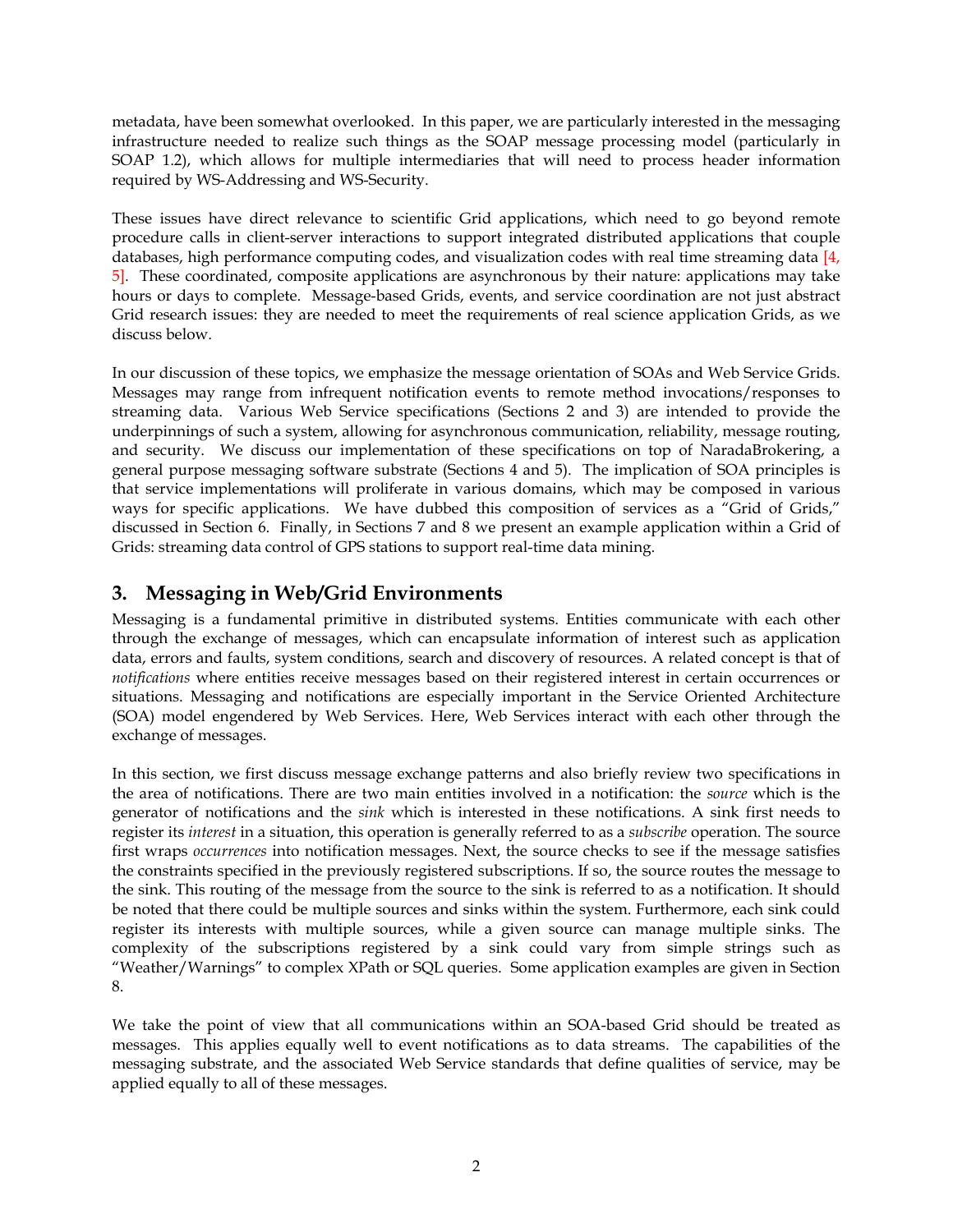metadata, have been somewhat overlooked. In this paper, we are particularly interested in the messaging infrastructure needed to realize such things as the SOAP message processing model (particularly in SOAP 1.2), which allows for multiple intermediaries that will need to process header information required by WS-Addressing and WS-Security.

These issues have direct relevance to scientific Grid applications, which need to go beyond remote procedure calls in client-server interactions to support integrated distributed applications that couple databases, high performance computing codes, and visualization codes with real time streaming data [4, 5]. These coordinated, composite applications are asynchronous by their nature: applications may take hours or days to complete. Message-based Grids, events, and service coordination are not just abstract Grid research issues: they are needed to meet the requirements of real science application Grids, as we discuss below.

In our discussion of these topics, we emphasize the message orientation of SOAs and Web Service Grids. Messages may range from infrequent notification events to remote method invocations/responses to streaming data. Various Web Service specifications (Sections 2 and 3) are intended to provide the underpinnings of such a system, allowing for asynchronous communication, reliability, message routing, and security. We discuss our implementation of these specifications on top of NaradaBrokering, a general purpose messaging software substrate (Sections 4 and 5). The implication of SOA principles is that service implementations will proliferate in various domains, which may be composed in various ways for specific applications. We have dubbed this composition of services as a "Grid of Grids," discussed in Section 6. Finally, in Sections 7 and 8 we present an example application within a Grid of Grids: streaming data control of GPS stations to support real-time data mining.

## 3. Messaging in Web/Grid Environments

Messaging is a fundamental primitive in distributed systems. Entities communicate with each other through the exchange of messages, which can encapsulate information of interest such as application data, errors and faults, system conditions, search and discovery of resources. A related concept is that of *notifications* where entities receive messages based on their registered interest in certain occurrences or situations. Messaging and notifications are especially important in the Service Oriented Architecture (SOA) model engendered by Web Services. Here, Web Services interact with each other through the exchange of messages.

In this section, we first discuss message exchange patterns and also briefly review two specifications in the area of notifications. There are two main entities involved in a notification: the *source* which is the generator of notifications and the *sink* which is interested in these notifications. A sink first needs to register its *interest* in a situation, this operation is generally referred to as a *subscribe* operation. The source first wraps *occurrences* into notification messages. Next, the source checks to see if the message satisfies the constraints specified in the previously registered subscriptions. If so, the source routes the message to the sink. This routing of the message from the source to the sink is referred to as a notification. It should be noted that there could be multiple sources and sinks within the system. Furthermore, each sink could register its interests with multiple sources, while a given source can manage multiple sinks. The complexity of the subscriptions registered by a sink could vary from simple strings such as "Weather/Warnings" to complex XPath or SQL queries. Some application examples are given in Section 8.

We take the point of view that all communications within an SOA-based Grid should be treated as messages. This applies equally well to event notifications as to data streams. The capabilities of the messaging substrate, and the associated Web Service standards that define qualities of service, may be applied equally to all of these messages.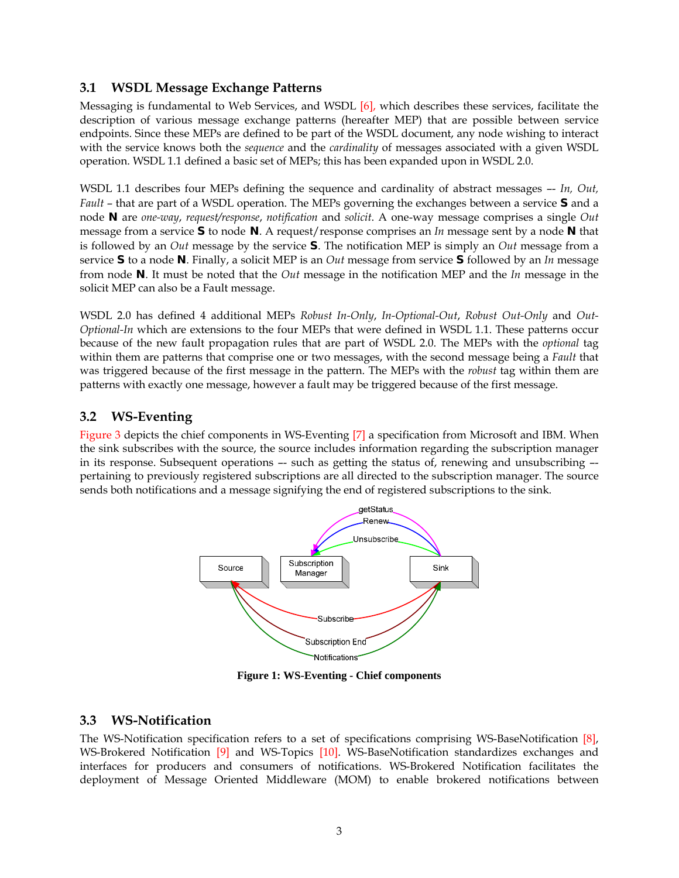### 3.1 WSDL Message Exchange Patterns

Messaging is fundamental to Web Services, and WSDL [6], which describes these services, facilitate the description of various message exchange patterns (hereafter MEP) that are possible between service endpoints. Since these MEPs are defined to be part of the WSDL document, any node wishing to interact with the service knows both the *sequence* and the *cardinality* of messages associated with a given WSDL operation. WSDL 1.1 defined a basic set of MEPs; this has been expanded upon in WSDL 2.0.

WSDL 1.1 describes four MEPs defining the sequence and cardinality of abstract messages –- *In, Out, Fault* – that are part of a WSDL operation. The MEPs governing the exchanges between a service **S** and a node **N** are *one-way*, *request/response*, *notification* and *solicit*. A one-way message comprises a single *Out* message from a service **S** to node **N**. A request/response comprises an *In* message sent by a node **N** that is followed by an *Out* message by the service **S**. The notification MEP is simply an *Out* message from a service **S** to a node **N**. Finally, a solicit MEP is an *Out* message from service **S** followed by an *In* message from node **N**. It must be noted that the *Out* message in the notification MEP and the *In* message in the solicit MEP can also be a Fault message.

WSDL 2.0 has defined 4 additional MEPs *Robust In-Only*, *In-Optional-Out*, *Robust Out-Only* and *Out-Optional-In* which are extensions to the four MEPs that were defined in WSDL 1.1. These patterns occur because of the new fault propagation rules that are part of WSDL 2.0. The MEPs with the *optional* tag within them are patterns that comprise one or two messages, with the second message being a *Fault* that was triggered because of the first message in the pattern. The MEPs with the *robust* tag within them are patterns with exactly one message, however a fault may be triggered because of the first message.

### 3.2 WS-Eventing

Figure 3 depicts the chief components in WS-Eventing [7] a specification from Microsoft and IBM. When the sink subscribes with the source, the source includes information regarding the subscription manager in its response. Subsequent operations –- such as getting the status of, renewing and unsubscribing –- pertaining to previously registered subscriptions are all directed to the subscription manager. The source sends both notifications and a message signifying the end of registered subscriptions to the sink.

getStatus
Renew
Unsubscribe
Source
Subscription Manager
Sink
Subscribe
Subscription End
Notifications

**Figure 1: WS-Eventing - Chief components**

### 3.3 WS-Notification

The WS-Notification specification refers to a set of specifications comprising WS-BaseNotification [8], WS-Brokered Notification [9] and WS-Topics [10]. WS-BaseNotification standardizes exchanges and interfaces for producers and consumers of notifications. WS-Brokered Notification facilitates the deployment of Message Oriented Middleware (MOM) to enable brokered notifications between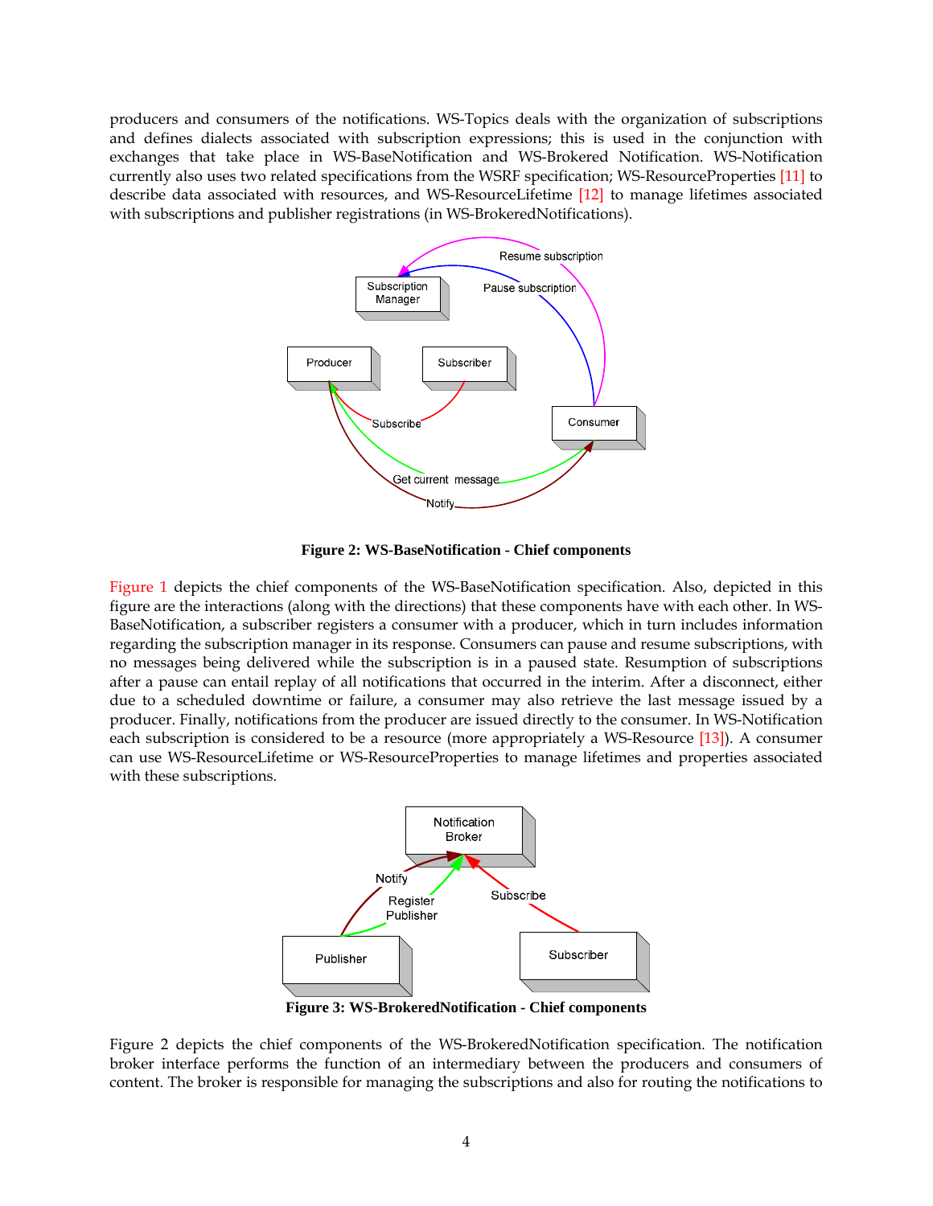producers and consumers of the notifications. WS-Topics deals with the organization of subscriptions and defines dialects associated with subscription expressions; this is used in the conjunction with exchanges that take place in WS-BaseNotification and WS-Brokered Notification. WS-Notification currently also uses two related specifications from the WSRF specification; WS-ResourceProperties [11] to describe data associated with resources, and WS-ResourceLifetime [12] to manage lifetimes associated with subscriptions and publisher registrations (in WS-BrokeredNotifications).

**Figure 2: WS-BaseNotification - Chief components**

Figure 1 depicts the chief components of the WS-BaseNotification specification. Also, depicted in this figure are the interactions (along with the directions) that these components have with each other. In WS-BaseNotification, a subscriber registers a consumer with a producer, which in turn includes information regarding the subscription manager in its response. Consumers can pause and resume subscriptions, with no messages being delivered while the subscription is in a paused state. Resumption of subscriptions after a pause can entail replay of all notifications that occurred in the interim. After a disconnect, either due to a scheduled downtime or failure, a consumer may also retrieve the last message issued by a producer. Finally, notifications from the producer are issued directly to the consumer. In WS-Notification each subscription is considered to be a resource (more appropriately a WS-Resource [13]). A consumer can use WS-ResourceLifetime or WS-ResourceProperties to manage lifetimes and properties associated with these subscriptions.

**Figure 3: WS-BrokeredNotification - Chief components**

Figure 2 depicts the chief components of the WS-BrokeredNotification specification. The notification broker interface performs the function of an intermediary between the producers and consumers of content. The broker is responsible for managing the subscriptions and also for routing the notifications to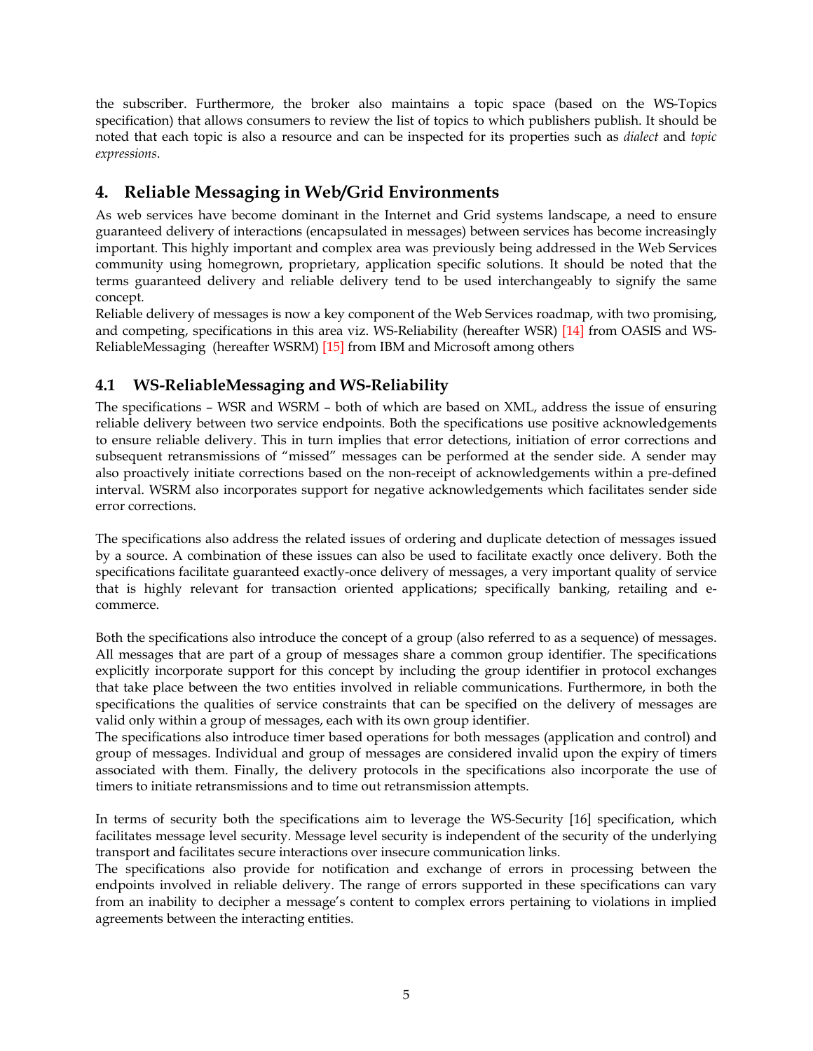the subscriber. Furthermore, the broker also maintains a topic space (based on the WS-Topics specification) that allows consumers to review the list of topics to which publishers publish. It should be noted that each topic is also a resource and can be inspected for its properties such as *dialect* and *topic expressions*.

## 4. Reliable Messaging in Web/Grid Environments

As web services have become dominant in the Internet and Grid systems landscape, a need to ensure guaranteed delivery of interactions (encapsulated in messages) between services has become increasingly important. This highly important and complex area was previously being addressed in the Web Services community using homegrown, proprietary, application specific solutions. It should be noted that the terms guaranteed delivery and reliable delivery tend to be used interchangeably to signify the same concept.

Reliable delivery of messages is now a key component of the Web Services roadmap, with two promising, and competing, specifications in this area viz. WS-Reliability (hereafter WSR) [14] from OASIS and WS-ReliableMessaging (hereafter WSRM) [15] from IBM and Microsoft among others

### 4.1 WS-ReliableMessaging and WS-Reliability

The specifications – WSR and WSRM – both of which are based on XML, address the issue of ensuring reliable delivery between two service endpoints. Both the specifications use positive acknowledgements to ensure reliable delivery. This in turn implies that error detections, initiation of error corrections and subsequent retransmissions of "missed" messages can be performed at the sender side. A sender may also proactively initiate corrections based on the non-receipt of acknowledgements within a pre-defined interval. WSRM also incorporates support for negative acknowledgements which facilitates sender side error corrections.

The specifications also address the related issues of ordering and duplicate detection of messages issued by a source. A combination of these issues can also be used to facilitate exactly once delivery. Both the specifications facilitate guaranteed exactly-once delivery of messages, a very important quality of service that is highly relevant for transaction oriented applications; specifically banking, retailing and e-commerce.

Both the specifications also introduce the concept of a group (also referred to as a sequence) of messages. All messages that are part of a group of messages share a common group identifier. The specifications explicitly incorporate support for this concept by including the group identifier in protocol exchanges that take place between the two entities involved in reliable communications. Furthermore, in both the specifications the qualities of service constraints that can be specified on the delivery of messages are valid only within a group of messages, each with its own group identifier.

The specifications also introduce timer based operations for both messages (application and control) and group of messages. Individual and group of messages are considered invalid upon the expiry of timers associated with them. Finally, the delivery protocols in the specifications also incorporate the use of timers to initiate retransmissions and to time out retransmission attempts.

In terms of security both the specifications aim to leverage the WS-Security [16] specification, which facilitates message level security. Message level security is independent of the security of the underlying transport and facilitates secure interactions over insecure communication links.

The specifications also provide for notification and exchange of errors in processing between the endpoints involved in reliable delivery. The range of errors supported in these specifications can vary from an inability to decipher a message's content to complex errors pertaining to violations in implied agreements between the interacting entities.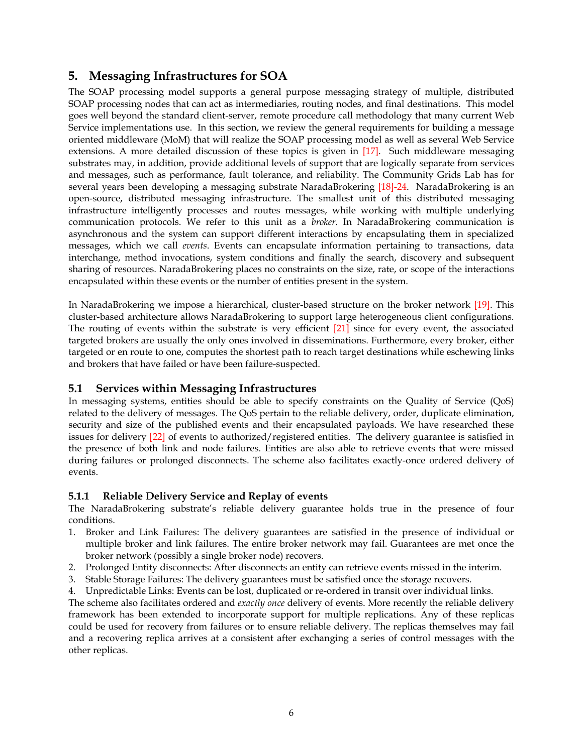## 5. Messaging Infrastructures for SOA

The SOAP processing model supports a general purpose messaging strategy of multiple, distributed SOAP processing nodes that can act as intermediaries, routing nodes, and final destinations. This model goes well beyond the standard client-server, remote procedure call methodology that many current Web Service implementations use. In this section, we review the general requirements for building a message oriented middleware (MoM) that will realize the SOAP processing model as well as several Web Service extensions. A more detailed discussion of these topics is given in [17]. Such middleware messaging substrates may, in addition, provide additional levels of support that are logically separate from services and messages, such as performance, fault tolerance, and reliability. The Community Grids Lab has for several years been developing a messaging substrate NaradaBrokering [18]-24. NaradaBrokering is an open-source, distributed messaging infrastructure. The smallest unit of this distributed messaging infrastructure intelligently processes and routes messages, while working with multiple underlying communication protocols. We refer to this unit as a *broker*. In NaradaBrokering communication is asynchronous and the system can support different interactions by encapsulating them in specialized messages, which we call *events*. Events can encapsulate information pertaining to transactions, data interchange, method invocations, system conditions and finally the search, discovery and subsequent sharing of resources. NaradaBrokering places no constraints on the size, rate, or scope of the interactions encapsulated within these events or the number of entities present in the system.

In NaradaBrokering we impose a hierarchical, cluster-based structure on the broker network [19]. This cluster-based architecture allows NaradaBrokering to support large heterogeneous client configurations. The routing of events within the substrate is very efficient [21] since for every event, the associated targeted brokers are usually the only ones involved in disseminations. Furthermore, every broker, either targeted or en route to one, computes the shortest path to reach target destinations while eschewing links and brokers that have failed or have been failure-suspected.

### 5.1 Services within Messaging Infrastructures

In messaging systems, entities should be able to specify constraints on the Quality of Service (QoS) related to the delivery of messages. The QoS pertain to the reliable delivery, order, duplicate elimination, security and size of the published events and their encapsulated payloads. We have researched these issues for delivery [22] of events to authorized/registered entities. The delivery guarantee is satisfied in the presence of both link and node failures. Entities are also able to retrieve events that were missed during failures or prolonged disconnects. The scheme also facilitates exactly-once ordered delivery of events.

#### 5.1.1 Reliable Delivery Service and Replay of events

The NaradaBrokering substrate's reliable delivery guarantee holds true in the presence of four conditions.

1. Broker and Link Failures: The delivery guarantees are satisfied in the presence of individual or multiple broker and link failures. The entire broker network may fail. Guarantees are met once the broker network (possibly a single broker node) recovers.
2. Prolonged Entity disconnects: After disconnects an entity can retrieve events missed in the interim.
3. Stable Storage Failures: The delivery guarantees must be satisfied once the storage recovers.
4. Unpredictable Links: Events can be lost, duplicated or re-ordered in transit over individual links.

The scheme also facilitates ordered and *exactly once* delivery of events. More recently the reliable delivery framework has been extended to incorporate support for multiple replications. Any of these replicas could be used for recovery from failures or to ensure reliable delivery. The replicas themselves may fail and a recovering replica arrives at a consistent after exchanging a series of control messages with the other replicas.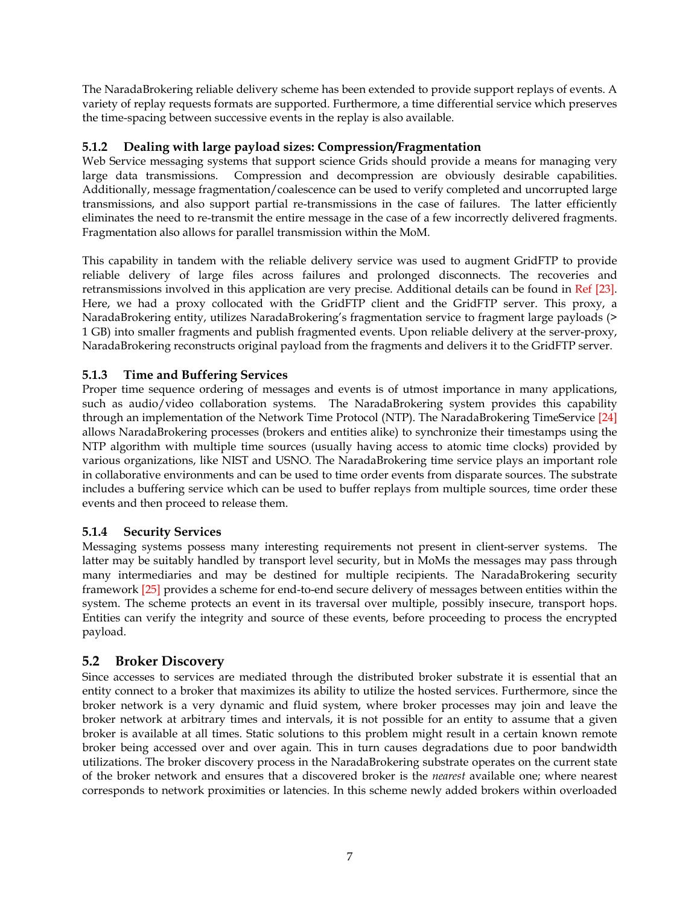The NaradaBrokering reliable delivery scheme has been extended to provide support replays of events. A variety of replay requests formats are supported. Furthermore, a time differential service which preserves the time-spacing between successive events in the replay is also available.

### 5.1.2 Dealing with large payload sizes: Compression/Fragmentation

Web Service messaging systems that support science Grids should provide a means for managing very large data transmissions. Compression and decompression are obviously desirable capabilities. Additionally, message fragmentation/coalescence can be used to verify completed and uncorrupted large transmissions, and also support partial re-transmissions in the case of failures. The latter efficiently eliminates the need to re-transmit the entire message in the case of a few incorrectly delivered fragments. Fragmentation also allows for parallel transmission within the MoM.

This capability in tandem with the reliable delivery service was used to augment GridFTP to provide reliable delivery of large files across failures and prolonged disconnects. The recoveries and retransmissions involved in this application are very precise. Additional details can be found in Ref [23]. Here, we had a proxy collocated with the GridFTP client and the GridFTP server. This proxy, a NaradaBrokering entity, utilizes NaradaBrokering's fragmentation service to fragment large payloads (> 1 GB) into smaller fragments and publish fragmented events. Upon reliable delivery at the server-proxy, NaradaBrokering reconstructs original payload from the fragments and delivers it to the GridFTP server.

### 5.1.3 Time and Buffering Services

Proper time sequence ordering of messages and events is of utmost importance in many applications, such as audio/video collaboration systems. The NaradaBrokering system provides this capability through an implementation of the Network Time Protocol (NTP). The NaradaBrokering TimeService [24] allows NaradaBrokering processes (brokers and entities alike) to synchronize their timestamps using the NTP algorithm with multiple time sources (usually having access to atomic time clocks) provided by various organizations, like NIST and USNO. The NaradaBrokering time service plays an important role in collaborative environments and can be used to time order events from disparate sources. The substrate includes a buffering service which can be used to buffer replays from multiple sources, time order these events and then proceed to release them.

### 5.1.4 Security Services

Messaging systems possess many interesting requirements not present in client-server systems. The latter may be suitably handled by transport level security, but in MoMs the messages may pass through many intermediaries and may be destined for multiple recipients. The NaradaBrokering security framework [25] provides a scheme for end-to-end secure delivery of messages between entities within the system. The scheme protects an event in its traversal over multiple, possibly insecure, transport hops. Entities can verify the integrity and source of these events, before proceeding to process the encrypted payload.

## 5.2 Broker Discovery

Since accesses to services are mediated through the distributed broker substrate it is essential that an entity connect to a broker that maximizes its ability to utilize the hosted services. Furthermore, since the broker network is a very dynamic and fluid system, where broker processes may join and leave the broker network at arbitrary times and intervals, it is not possible for an entity to assume that a given broker is available at all times. Static solutions to this problem might result in a certain known remote broker being accessed over and over again. This in turn causes degradations due to poor bandwidth utilizations. The broker discovery process in the NaradaBrokering substrate operates on the current state of the broker network and ensures that a discovered broker is the *nearest* available one; where nearest corresponds to network proximities or latencies. In this scheme newly added brokers within overloaded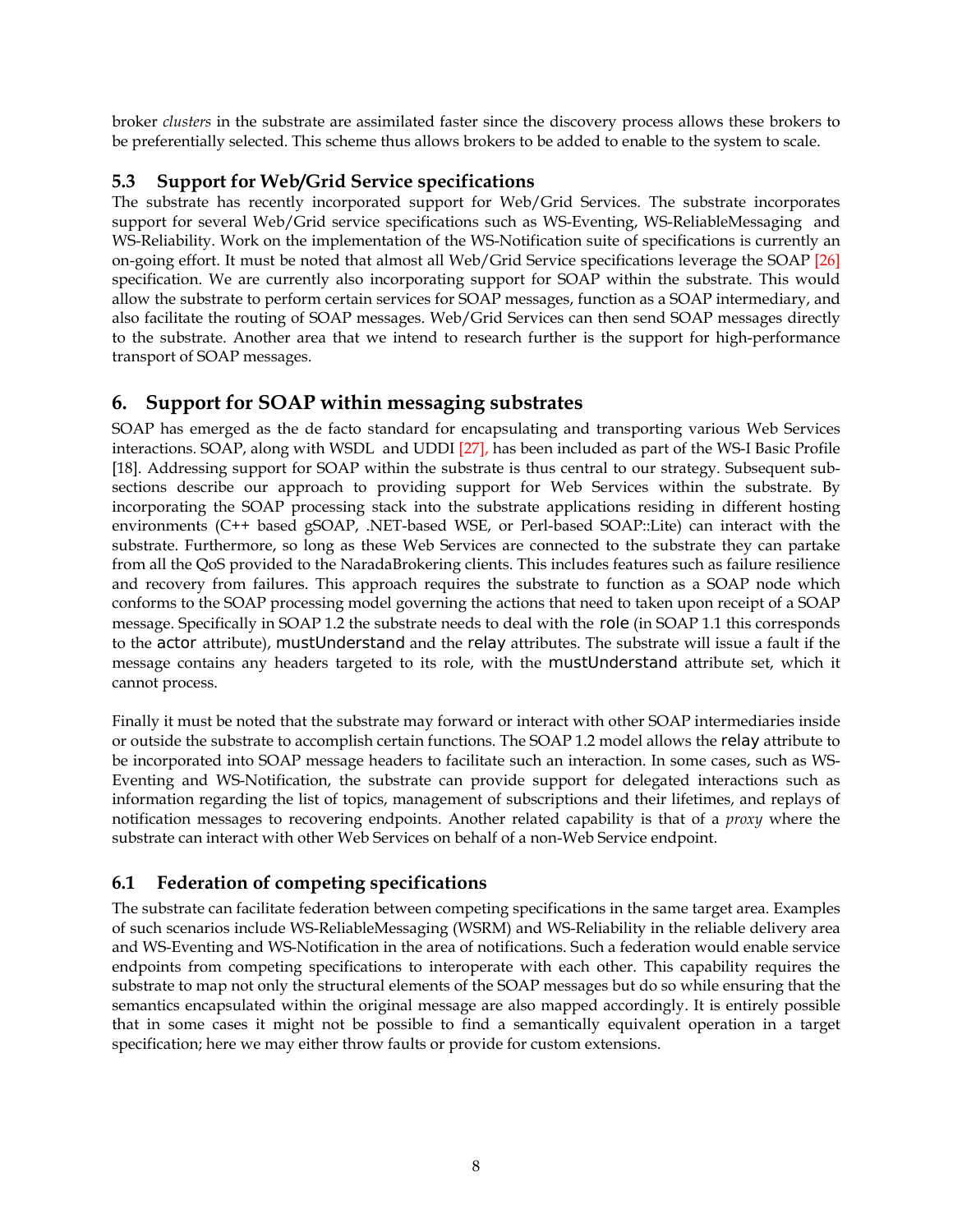broker *clusters* in the substrate are assimilated faster since the discovery process allows these brokers to be preferentially selected. This scheme thus allows brokers to be added to enable to the system to scale.

### 5.3 Support for Web/Grid Service specifications

The substrate has recently incorporated support for Web/Grid Services. The substrate incorporates support for several Web/Grid service specifications such as WS-Eventing, WS-ReliableMessaging and WS-Reliability. Work on the implementation of the WS-Notification suite of specifications is currently an on-going effort. It must be noted that almost all Web/Grid Service specifications leverage the SOAP [26] specification. We are currently also incorporating support for SOAP within the substrate. This would allow the substrate to perform certain services for SOAP messages, function as a SOAP intermediary, and also facilitate the routing of SOAP messages. Web/Grid Services can then send SOAP messages directly to the substrate. Another area that we intend to research further is the support for high-performance transport of SOAP messages.

## 6. Support for SOAP within messaging substrates

SOAP has emerged as the de facto standard for encapsulating and transporting various Web Services interactions. SOAP, along with WSDL and UDDI [27], has been included as part of the WS-I Basic Profile [18]. Addressing support for SOAP within the substrate is thus central to our strategy. Subsequent sub-sections describe our approach to providing support for Web Services within the substrate. By incorporating the SOAP processing stack into the substrate applications residing in different hosting environments (C++ based gSOAP, .NET-based WSE, or Perl-based SOAP::Lite) can interact with the substrate. Furthermore, so long as these Web Services are connected to the substrate they can partake from all the QoS provided to the NaradaBrokering clients. This includes features such as failure resilience and recovery from failures. This approach requires the substrate to function as a SOAP node which conforms to the SOAP processing model governing the actions that need to taken upon receipt of a SOAP message. Specifically in SOAP 1.2 the substrate needs to deal with the `role` (in SOAP 1.1 this corresponds to the `actor` attribute), `mustUnderstand` and the `relay` attributes. The substrate will issue a fault if the message contains any headers targeted to its role, with the `mustUnderstand` attribute set, which it cannot process.

Finally it must be noted that the substrate may forward or interact with other SOAP intermediaries inside or outside the substrate to accomplish certain functions. The SOAP 1.2 model allows the `relay` attribute to be incorporated into SOAP message headers to facilitate such an interaction. In some cases, such as WS-Eventing and WS-Notification, the substrate can provide support for delegated interactions such as information regarding the list of topics, management of subscriptions and their lifetimes, and replays of notification messages to recovering endpoints. Another related capability is that of a *proxy* where the substrate can interact with other Web Services on behalf of a non-Web Service endpoint.

### 6.1 Federation of competing specifications

The substrate can facilitate federation between competing specifications in the same target area. Examples of such scenarios include WS-ReliableMessaging (WSRM) and WS-Reliability in the reliable delivery area and WS-Eventing and WS-Notification in the area of notifications. Such a federation would enable service endpoints from competing specifications to interoperate with each other. This capability requires the substrate to map not only the structural elements of the SOAP messages but do so while ensuring that the semantics encapsulated within the original message are also mapped accordingly. It is entirely possible that in some cases it might not be possible to find a semantically equivalent operation in a target specification; here we may either throw faults or provide for custom extensions.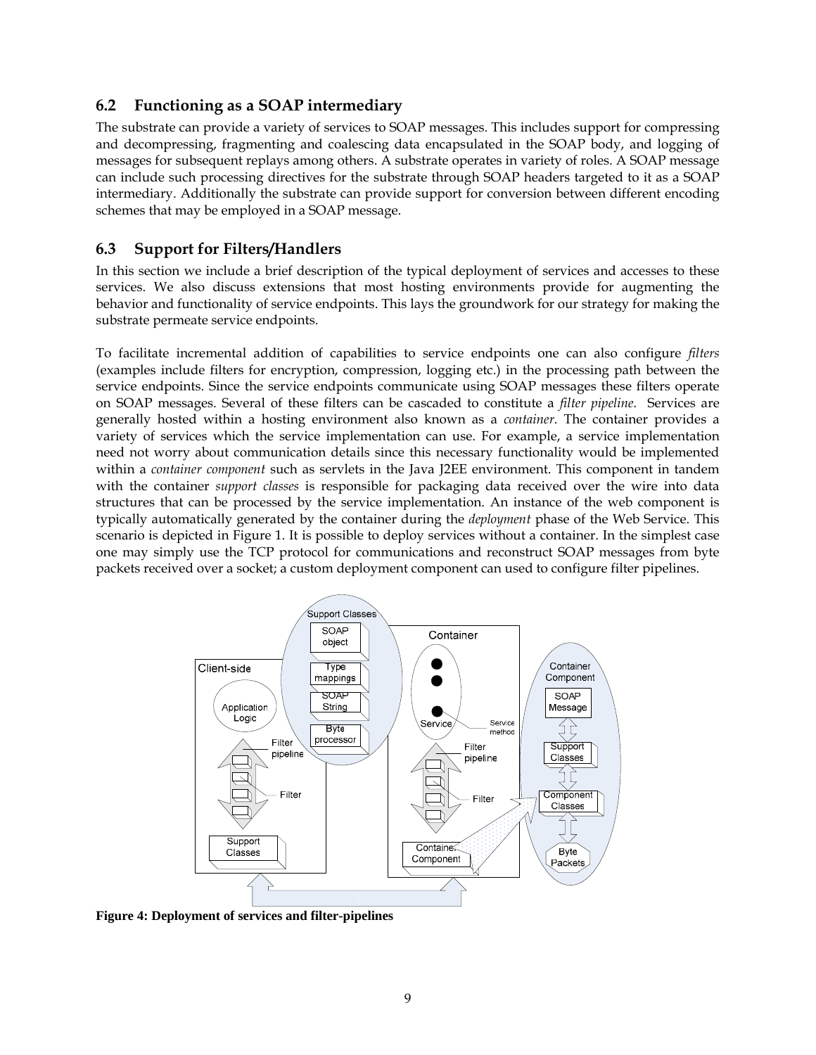## 6.2 Functioning as a SOAP intermediary

The substrate can provide a variety of services to SOAP messages. This includes support for compressing and decompressing, fragmenting and coalescing data encapsulated in the SOAP body, and logging of messages for subsequent replays among others. A substrate operates in variety of roles. A SOAP message can include such processing directives for the substrate through SOAP headers targeted to it as a SOAP intermediary. Additionally the substrate can provide support for conversion between different encoding schemes that may be employed in a SOAP message.

## 6.3 Support for Filters/Handlers

In this section we include a brief description of the typical deployment of services and accesses to these services. We also discuss extensions that most hosting environments provide for augmenting the behavior and functionality of service endpoints. This lays the groundwork for our strategy for making the substrate permeate service endpoints.

To facilitate incremental addition of capabilities to service endpoints one can also configure *filters* (examples include filters for encryption, compression, logging etc.) in the processing path between the service endpoints. Since the service endpoints communicate using SOAP messages these filters operate on SOAP messages. Several of these filters can be cascaded to constitute a *filter pipeline*. Services are generally hosted within a hosting environment also known as a *container*. The container provides a variety of services which the service implementation can use. For example, a service implementation need not worry about communication details since this necessary functionality would be implemented within a *container component* such as servlets in the Java J2EE environment. This component in tandem with the container *support classes* is responsible for packaging data received over the wire into data structures that can be processed by the service implementation. An instance of the web component is typically automatically generated by the container during the *deployment* phase of the Web Service. This scenario is depicted in Figure 1. It is possible to deploy services without a container. In the simplest case one may simply use the TCP protocol for communications and reconstruct SOAP messages from byte packets received over a socket; a custom deployment component can used to configure filter pipelines.

**Figure 4: Deployment of services and filter-pipelines**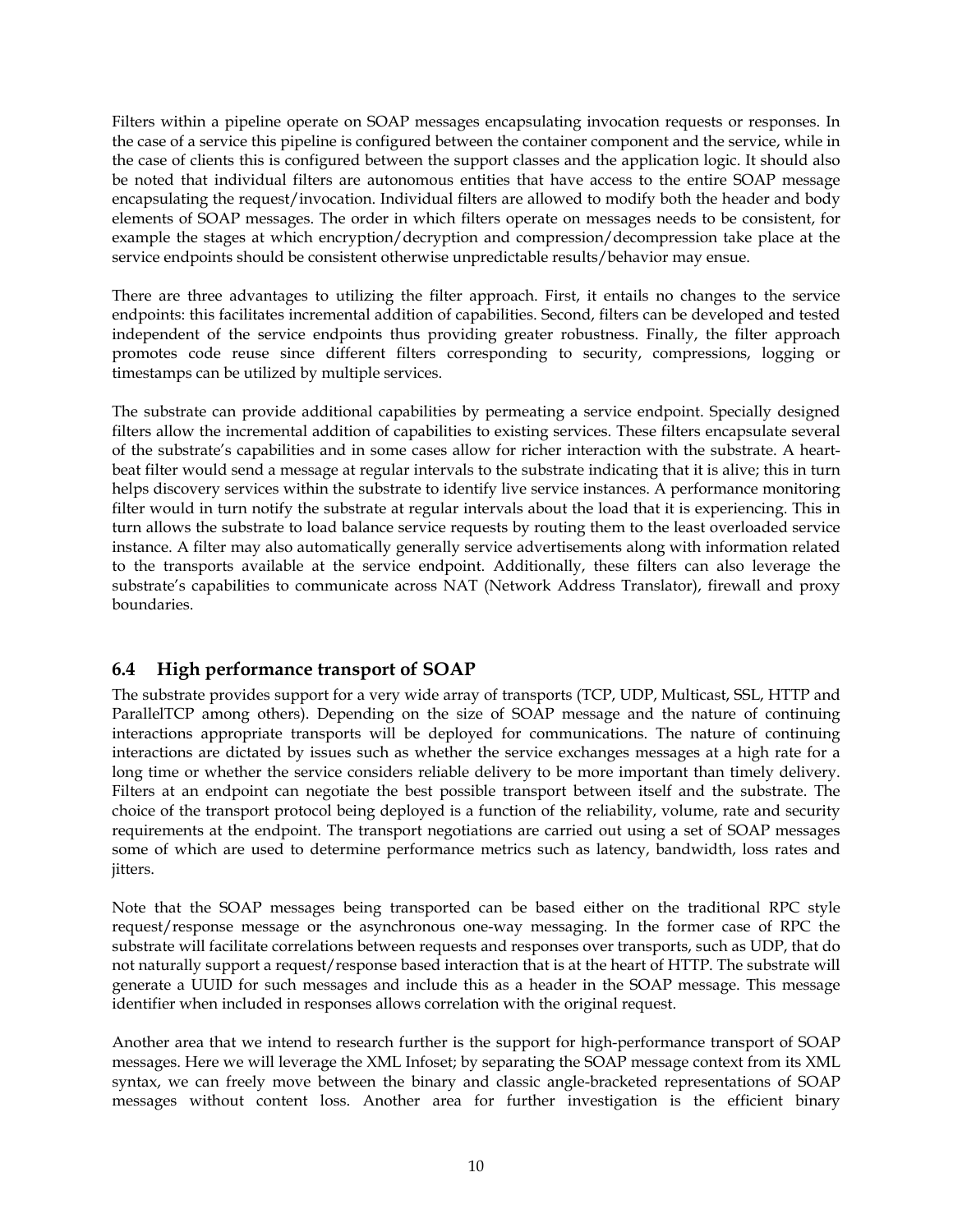Filters within a pipeline operate on SOAP messages encapsulating invocation requests or responses. In the case of a service this pipeline is configured between the container component and the service, while in the case of clients this is configured between the support classes and the application logic. It should also be noted that individual filters are autonomous entities that have access to the entire SOAP message encapsulating the request/invocation. Individual filters are allowed to modify both the header and body elements of SOAP messages. The order in which filters operate on messages needs to be consistent, for example the stages at which encryption/decryption and compression/decompression take place at the service endpoints should be consistent otherwise unpredictable results/behavior may ensue.

There are three advantages to utilizing the filter approach. First, it entails no changes to the service endpoints: this facilitates incremental addition of capabilities. Second, filters can be developed and tested independent of the service endpoints thus providing greater robustness. Finally, the filter approach promotes code reuse since different filters corresponding to security, compressions, logging or timestamps can be utilized by multiple services.

The substrate can provide additional capabilities by permeating a service endpoint. Specially designed filters allow the incremental addition of capabilities to existing services. These filters encapsulate several of the substrate's capabilities and in some cases allow for richer interaction with the substrate. A heart-beat filter would send a message at regular intervals to the substrate indicating that it is alive; this in turn helps discovery services within the substrate to identify live service instances. A performance monitoring filter would in turn notify the substrate at regular intervals about the load that it is experiencing. This in turn allows the substrate to load balance service requests by routing them to the least overloaded service instance. A filter may also automatically generally service advertisements along with information related to the transports available at the service endpoint. Additionally, these filters can also leverage the substrate's capabilities to communicate across NAT (Network Address Translator), firewall and proxy boundaries.

## 6.4 High performance transport of SOAP

The substrate provides support for a very wide array of transports (TCP, UDP, Multicast, SSL, HTTP and ParallelTCP among others). Depending on the size of SOAP message and the nature of continuing interactions appropriate transports will be deployed for communications. The nature of continuing interactions are dictated by issues such as whether the service exchanges messages at a high rate for a long time or whether the service considers reliable delivery to be more important than timely delivery. Filters at an endpoint can negotiate the best possible transport between itself and the substrate. The choice of the transport protocol being deployed is a function of the reliability, volume, rate and security requirements at the endpoint. The transport negotiations are carried out using a set of SOAP messages some of which are used to determine performance metrics such as latency, bandwidth, loss rates and jitters.

Note that the SOAP messages being transported can be based either on the traditional RPC style request/response message or the asynchronous one-way messaging. In the former case of RPC the substrate will facilitate correlations between requests and responses over transports, such as UDP, that do not naturally support a request/response based interaction that is at the heart of HTTP. The substrate will generate a UUID for such messages and include this as a header in the SOAP message. This message identifier when included in responses allows correlation with the original request.

Another area that we intend to research further is the support for high-performance transport of SOAP messages. Here we will leverage the XML Infoset; by separating the SOAP message context from its XML syntax, we can freely move between the binary and classic angle-bracketed representations of SOAP messages without content loss. Another area for further investigation is the efficient binary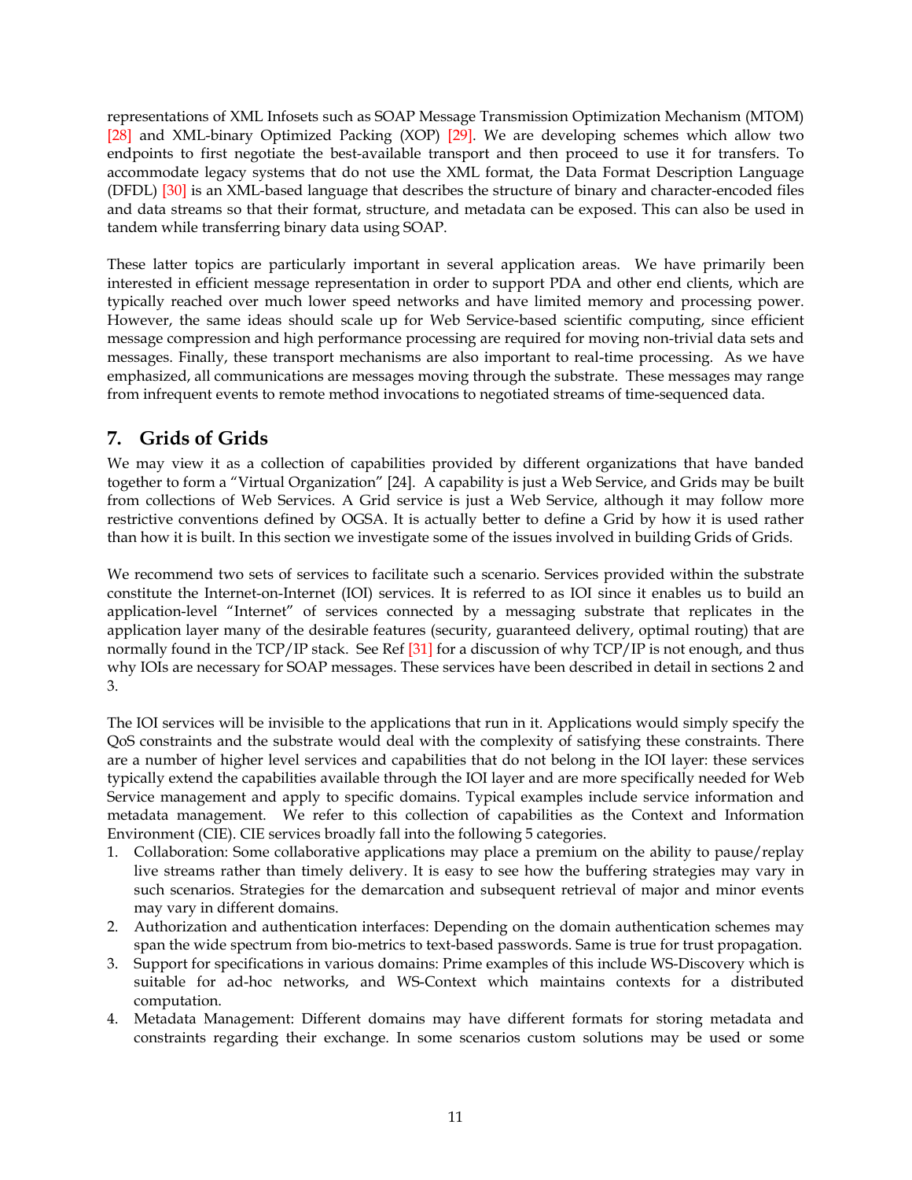representations of XML Infosets such as SOAP Message Transmission Optimization Mechanism (MTOM) [28] and XML-binary Optimized Packing (XOP) [29]. We are developing schemes which allow two endpoints to first negotiate the best-available transport and then proceed to use it for transfers. To accommodate legacy systems that do not use the XML format, the Data Format Description Language (DFDL) [30] is an XML-based language that describes the structure of binary and character-encoded files and data streams so that their format, structure, and metadata can be exposed. This can also be used in tandem while transferring binary data using SOAP.

These latter topics are particularly important in several application areas. We have primarily been interested in efficient message representation in order to support PDA and other end clients, which are typically reached over much lower speed networks and have limited memory and processing power. However, the same ideas should scale up for Web Service-based scientific computing, since efficient message compression and high performance processing are required for moving non-trivial data sets and messages. Finally, these transport mechanisms are also important to real-time processing. As we have emphasized, all communications are messages moving through the substrate. These messages may range from infrequent events to remote method invocations to negotiated streams of time-sequenced data.

## 7. Grids of Grids

We may view it as a collection of capabilities provided by different organizations that have banded together to form a "Virtual Organization" [24]. A capability is just a Web Service, and Grids may be built from collections of Web Services. A Grid service is just a Web Service, although it may follow more restrictive conventions defined by OGSA. It is actually better to define a Grid by how it is used rather than how it is built. In this section we investigate some of the issues involved in building Grids of Grids.

We recommend two sets of services to facilitate such a scenario. Services provided within the substrate constitute the Internet-on-Internet (IOI) services. It is referred to as IOI since it enables us to build an application-level "Internet" of services connected by a messaging substrate that replicates in the application layer many of the desirable features (security, guaranteed delivery, optimal routing) that are normally found in the TCP/IP stack. See Ref [31] for a discussion of why TCP/IP is not enough, and thus why IOIs are necessary for SOAP messages. These services have been described in detail in sections 2 and 3.

The IOI services will be invisible to the applications that run in it. Applications would simply specify the QoS constraints and the substrate would deal with the complexity of satisfying these constraints. There are a number of higher level services and capabilities that do not belong in the IOI layer: these services typically extend the capabilities available through the IOI layer and are more specifically needed for Web Service management and apply to specific domains. Typical examples include service information and metadata management. We refer to this collection of capabilities as the Context and Information Environment (CIE). CIE services broadly fall into the following 5 categories.

1. Collaboration: Some collaborative applications may place a premium on the ability to pause/replay live streams rather than timely delivery. It is easy to see how the buffering strategies may vary in such scenarios. Strategies for the demarcation and subsequent retrieval of major and minor events may vary in different domains.
2. Authorization and authentication interfaces: Depending on the domain authentication schemes may span the wide spectrum from bio-metrics to text-based passwords. Same is true for trust propagation.
3. Support for specifications in various domains: Prime examples of this include WS-Discovery which is suitable for ad-hoc networks, and WS-Context which maintains contexts for a distributed computation.
4. Metadata Management: Different domains may have different formats for storing metadata and constraints regarding their exchange. In some scenarios custom solutions may be used or some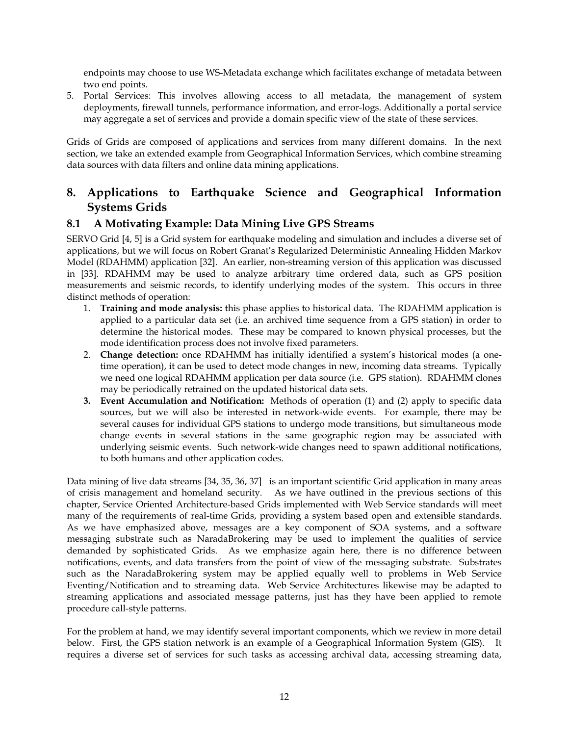endpoints may choose to use WS-Metadata exchange which facilitates exchange of metadata between two end points.

5. Portal Services: This involves allowing access to all metadata, the management of system deployments, firewall tunnels, performance information, and error-logs. Additionally a portal service may aggregate a set of services and provide a domain specific view of the state of these services.

Grids of Grids are composed of applications and services from many different domains. In the next section, we take an extended example from Geographical Information Services, which combine streaming data sources with data filters and online data mining applications.

# 8. Applications to Earthquake Science and Geographical Information Systems Grids

## 8.1 A Motivating Example: Data Mining Live GPS Streams

SERVO Grid [4, 5] is a Grid system for earthquake modeling and simulation and includes a diverse set of applications, but we will focus on Robert Granat's Regularized Deterministic Annealing Hidden Markov Model (RDAHMM) application [32]. An earlier, non-streaming version of this application was discussed in [33]. RDAHMM may be used to analyze arbitrary time ordered data, such as GPS position measurements and seismic records, to identify underlying modes of the system. This occurs in three distinct methods of operation:

1. **Training and mode analysis:** this phase applies to historical data. The RDAHMM application is applied to a particular data set (i.e. an archived time sequence from a GPS station) in order to determine the historical modes. These may be compared to known physical processes, but the mode identification process does not involve fixed parameters.
2. **Change detection:** once RDAHMM has initially identified a system's historical modes (a one-time operation), it can be used to detect mode changes in new, incoming data streams. Typically we need one logical RDAHMM application per data source (i.e. GPS station). RDAHMM clones may be periodically retrained on the updated historical data sets.
3. **Event Accumulation and Notification:** Methods of operation (1) and (2) apply to specific data sources, but we will also be interested in network-wide events. For example, there may be several causes for individual GPS stations to undergo mode transitions, but simultaneous mode change events in several stations in the same geographic region may be associated with underlying seismic events. Such network-wide changes need to spawn additional notifications, to both humans and other application codes.

Data mining of live data streams [34, 35, 36, 37] is an important scientific Grid application in many areas of crisis management and homeland security. As we have outlined in the previous sections of this chapter, Service Oriented Architecture-based Grids implemented with Web Service standards will meet many of the requirements of real-time Grids, providing a system based open and extensible standards. As we have emphasized above, messages are a key component of SOA systems, and a software messaging substrate such as NaradaBrokering may be used to implement the qualities of service demanded by sophisticated Grids. As we emphasize again here, there is no difference between notifications, events, and data transfers from the point of view of the messaging substrate. Substrates such as the NaradaBrokering system may be applied equally well to problems in Web Service Eventing/Notification and to streaming data. Web Service Architectures likewise may be adapted to streaming applications and associated message patterns, just has they have been applied to remote procedure call-style patterns.

For the problem at hand, we may identify several important components, which we review in more detail below. First, the GPS station network is an example of a Geographical Information System (GIS). It requires a diverse set of services for such tasks as accessing archival data, accessing streaming data,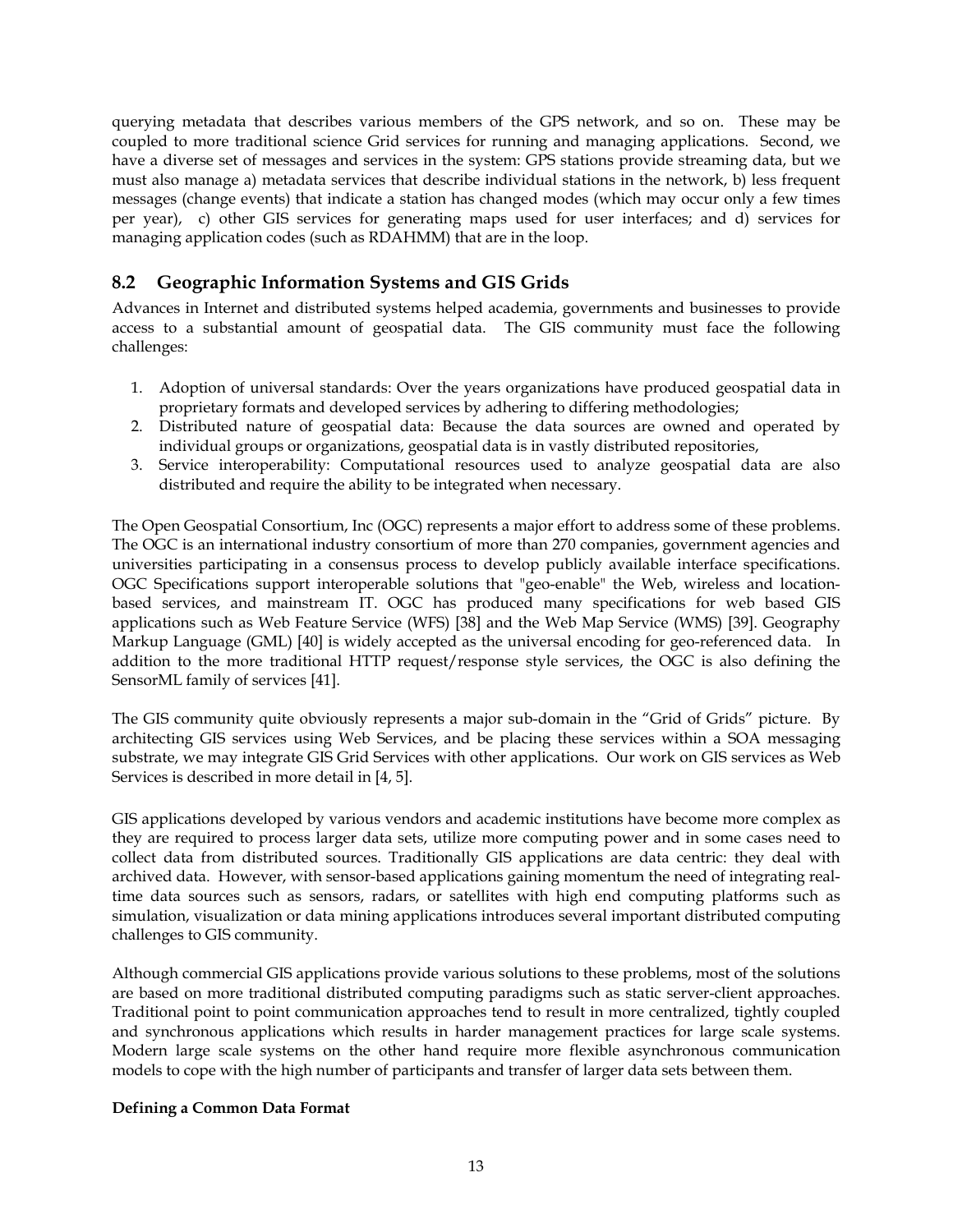querying metadata that describes various members of the GPS network, and so on. These may be coupled to more traditional science Grid services for running and managing applications. Second, we have a diverse set of messages and services in the system: GPS stations provide streaming data, but we must also manage a) metadata services that describe individual stations in the network, b) less frequent messages (change events) that indicate a station has changed modes (which may occur only a few times per year), c) other GIS services for generating maps used for user interfaces; and d) services for managing application codes (such as RDAHMM) that are in the loop.

## 8.2 Geographic Information Systems and GIS Grids

Advances in Internet and distributed systems helped academia, governments and businesses to provide access to a substantial amount of geospatial data. The GIS community must face the following challenges:

1. Adoption of universal standards: Over the years organizations have produced geospatial data in proprietary formats and developed services by adhering to differing methodologies;
2. Distributed nature of geospatial data: Because the data sources are owned and operated by individual groups or organizations, geospatial data is in vastly distributed repositories,
3. Service interoperability: Computational resources used to analyze geospatial data are also distributed and require the ability to be integrated when necessary.

The Open Geospatial Consortium, Inc (OGC) represents a major effort to address some of these problems. The OGC is an international industry consortium of more than 270 companies, government agencies and universities participating in a consensus process to develop publicly available interface specifications. OGC Specifications support interoperable solutions that "geo-enable" the Web, wireless and location-based services, and mainstream IT. OGC has produced many specifications for web based GIS applications such as Web Feature Service (WFS) [38] and the Web Map Service (WMS) [39]. Geography Markup Language (GML) [40] is widely accepted as the universal encoding for geo-referenced data. In addition to the more traditional HTTP request/response style services, the OGC is also defining the SensorML family of services [41].

The GIS community quite obviously represents a major sub-domain in the "Grid of Grids" picture. By architecting GIS services using Web Services, and be placing these services within a SOA messaging substrate, we may integrate GIS Grid Services with other applications. Our work on GIS services as Web Services is described in more detail in [4, 5].

GIS applications developed by various vendors and academic institutions have become more complex as they are required to process larger data sets, utilize more computing power and in some cases need to collect data from distributed sources. Traditionally GIS applications are data centric: they deal with archived data. However, with sensor-based applications gaining momentum the need of integrating real-time data sources such as sensors, radars, or satellites with high end computing platforms such as simulation, visualization or data mining applications introduces several important distributed computing challenges to GIS community.

Although commercial GIS applications provide various solutions to these problems, most of the solutions are based on more traditional distributed computing paradigms such as static server-client approaches. Traditional point to point communication approaches tend to result in more centralized, tightly coupled and synchronous applications which results in harder management practices for large scale systems. Modern large scale systems on the other hand require more flexible asynchronous communication models to cope with the high number of participants and transfer of larger data sets between them.

**Defining a Common Data Format**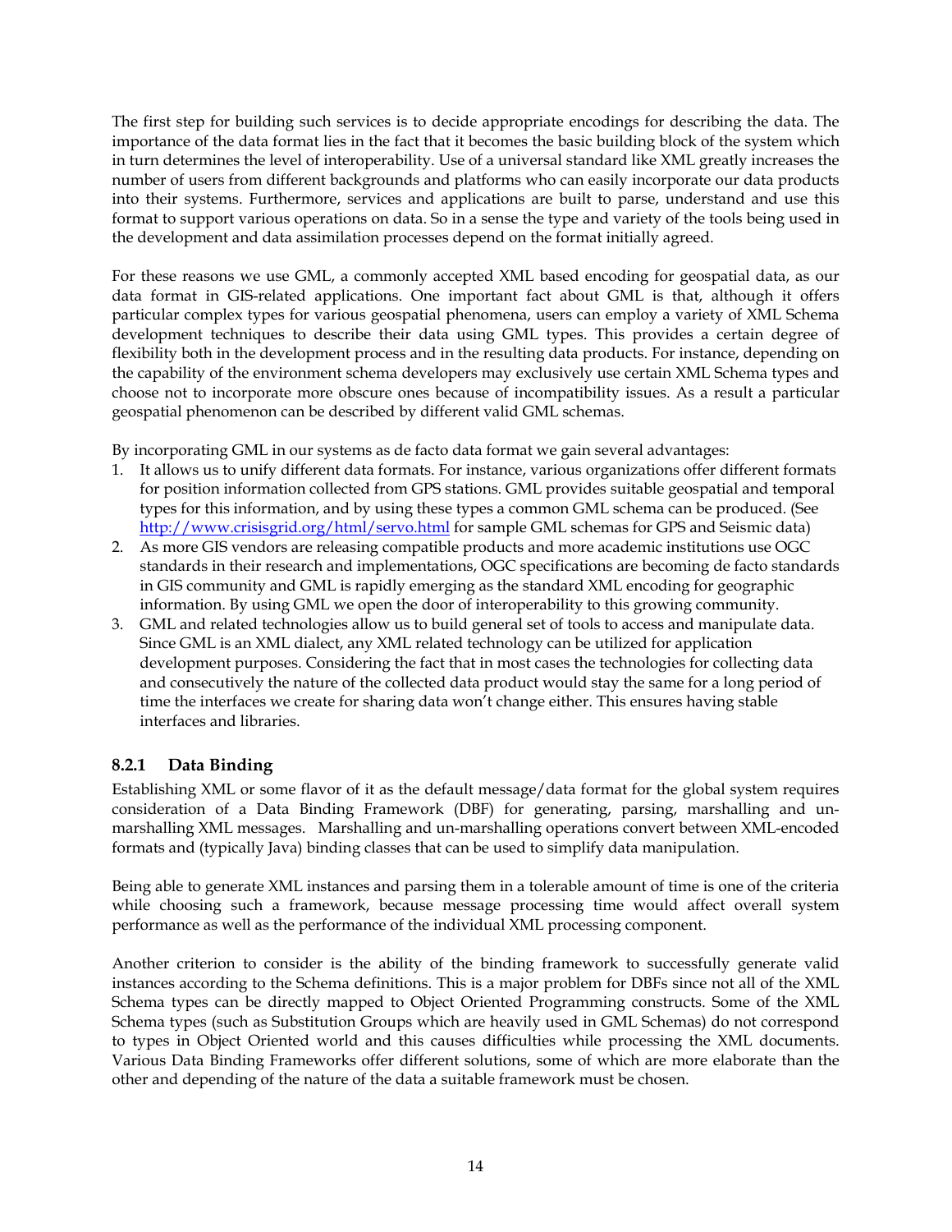The first step for building such services is to decide appropriate encodings for describing the data. The importance of the data format lies in the fact that it becomes the basic building block of the system which in turn determines the level of interoperability. Use of a universal standard like XML greatly increases the number of users from different backgrounds and platforms who can easily incorporate our data products into their systems. Furthermore, services and applications are built to parse, understand and use this format to support various operations on data. So in a sense the type and variety of the tools being used in the development and data assimilation processes depend on the format initially agreed.

For these reasons we use GML, a commonly accepted XML based encoding for geospatial data, as our data format in GIS-related applications. One important fact about GML is that, although it offers particular complex types for various geospatial phenomena, users can employ a variety of XML Schema development techniques to describe their data using GML types. This provides a certain degree of flexibility both in the development process and in the resulting data products. For instance, depending on the capability of the environment schema developers may exclusively use certain XML Schema types and choose not to incorporate more obscure ones because of incompatibility issues. As a result a particular geospatial phenomenon can be described by different valid GML schemas.

By incorporating GML in our systems as de facto data format we gain several advantages:

1. It allows us to unify different data formats. For instance, various organizations offer different formats for position information collected from GPS stations. GML provides suitable geospatial and temporal types for this information, and by using these types a common GML schema can be produced. (See [http://www.crisisgrid.org/html/servo.html](http://www.crisisgrid.org/html/servo.html) for sample GML schemas for GPS and Seismic data)
2. As more GIS vendors are releasing compatible products and more academic institutions use OGC standards in their research and implementations, OGC specifications are becoming de facto standards in GIS community and GML is rapidly emerging as the standard XML encoding for geographic information. By using GML we open the door of interoperability to this growing community.
3. GML and related technologies allow us to build general set of tools to access and manipulate data. Since GML is an XML dialect, any XML related technology can be utilized for application development purposes. Considering the fact that in most cases the technologies for collecting data and consecutively the nature of the collected data product would stay the same for a long period of time the interfaces we create for sharing data won't change either. This ensures having stable interfaces and libraries.

### 8.2.1 Data Binding

Establishing XML or some flavor of it as the default message/data format for the global system requires consideration of a Data Binding Framework (DBF) for generating, parsing, marshalling and un-marshalling XML messages. Marshalling and un-marshalling operations convert between XML-encoded formats and (typically Java) binding classes that can be used to simplify data manipulation.

Being able to generate XML instances and parsing them in a tolerable amount of time is one of the criteria while choosing such a framework, because message processing time would affect overall system performance as well as the performance of the individual XML processing component.

Another criterion to consider is the ability of the binding framework to successfully generate valid instances according to the Schema definitions. This is a major problem for DBFs since not all of the XML Schema types can be directly mapped to Object Oriented Programming constructs. Some of the XML Schema types (such as Substitution Groups which are heavily used in GML Schemas) do not correspond to types in Object Oriented world and this causes difficulties while processing the XML documents. Various Data Binding Frameworks offer different solutions, some of which are more elaborate than the other and depending of the nature of the data a suitable framework must be chosen.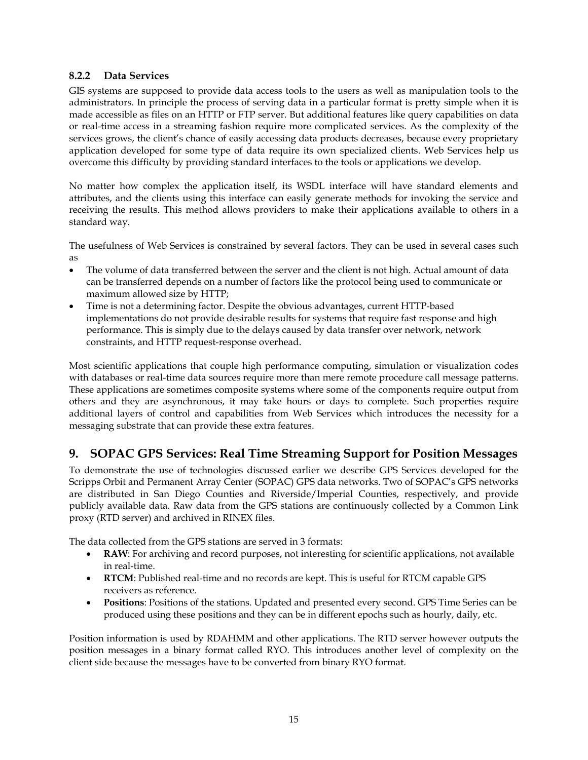### 8.2.2 Data Services

GIS systems are supposed to provide data access tools to the users as well as manipulation tools to the administrators. In principle the process of serving data in a particular format is pretty simple when it is made accessible as files on an HTTP or FTP server. But additional features like query capabilities on data or real-time access in a streaming fashion require more complicated services. As the complexity of the services grows, the client's chance of easily accessing data products decreases, because every proprietary application developed for some type of data require its own specialized clients. Web Services help us overcome this difficulty by providing standard interfaces to the tools or applications we develop.

No matter how complex the application itself, its WSDL interface will have standard elements and attributes, and the clients using this interface can easily generate methods for invoking the service and receiving the results. This method allows providers to make their applications available to others in a standard way.

The usefulness of Web Services is constrained by several factors. They can be used in several cases such as

- The volume of data transferred between the server and the client is not high. Actual amount of data can be transferred depends on a number of factors like the protocol being used to communicate or maximum allowed size by HTTP;
- Time is not a determining factor. Despite the obvious advantages, current HTTP-based implementations do not provide desirable results for systems that require fast response and high performance. This is simply due to the delays caused by data transfer over network, network constraints, and HTTP request-response overhead.

Most scientific applications that couple high performance computing, simulation or visualization codes with databases or real-time data sources require more than mere remote procedure call message patterns. These applications are sometimes composite systems where some of the components require output from others and they are asynchronous, it may take hours or days to complete. Such properties require additional layers of control and capabilities from Web Services which introduces the necessity for a messaging substrate that can provide these extra features.

## 9. SOPAC GPS Services: Real Time Streaming Support for Position Messages

To demonstrate the use of technologies discussed earlier we describe GPS Services developed for the Scripps Orbit and Permanent Array Center (SOPAC) GPS data networks. Two of SOPAC's GPS networks are distributed in San Diego Counties and Riverside/Imperial Counties, respectively, and provide publicly available data. Raw data from the GPS stations are continuously collected by a Common Link proxy (RTD server) and archived in RINEX files.

The data collected from the GPS stations are served in 3 formats:

- **RAW**: For archiving and record purposes, not interesting for scientific applications, not available in real-time.
- **RTCM**: Published real-time and no records are kept. This is useful for RTCM capable GPS receivers as reference.
- **Positions**: Positions of the stations. Updated and presented every second. GPS Time Series can be produced using these positions and they can be in different epochs such as hourly, daily, etc.

Position information is used by RDAHMM and other applications. The RTD server however outputs the position messages in a binary format called RYO. This introduces another level of complexity on the client side because the messages have to be converted from binary RYO format.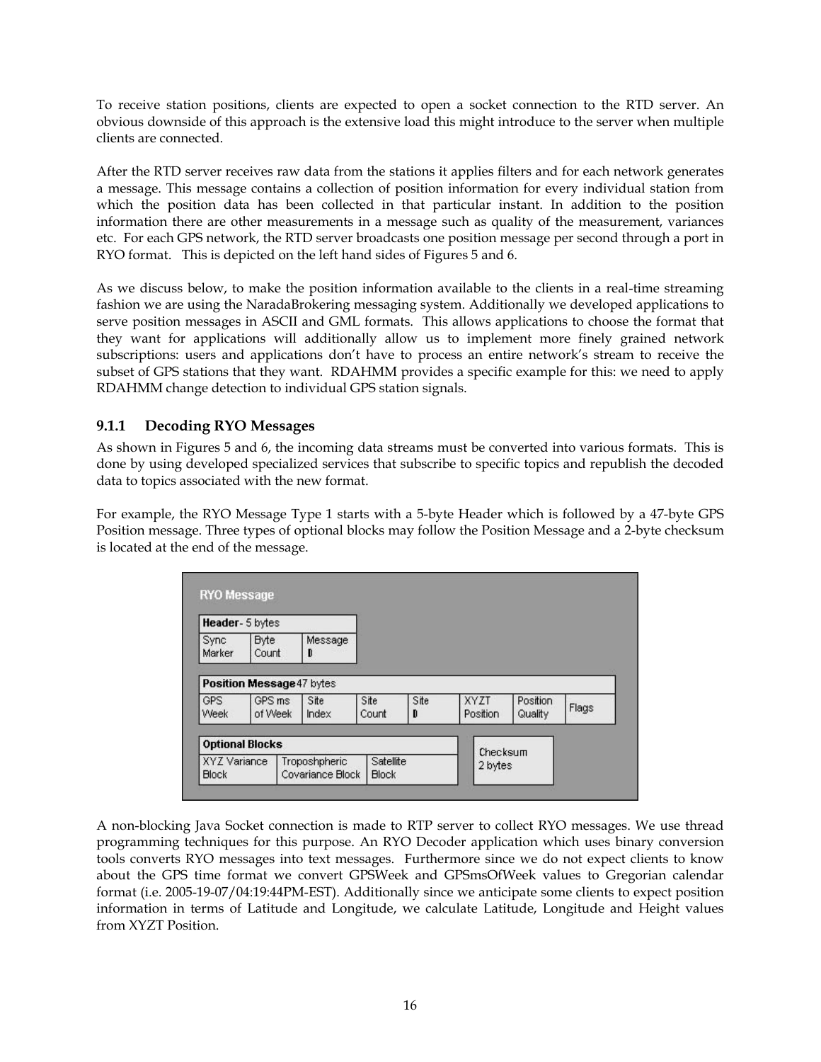To receive station positions, clients are expected to open a socket connection to the RTD server. An obvious downside of this approach is the extensive load this might introduce to the server when multiple clients are connected.

After the RTD server receives raw data from the stations it applies filters and for each network generates a message. This message contains a collection of position information for every individual station from which the position data has been collected in that particular instant. In addition to the position information there are other measurements in a message such as quality of the measurement, variances etc. For each GPS network, the RTD server broadcasts one position message per second through a port in RYO format. This is depicted on the left hand sides of Figures 5 and 6.

As we discuss below, to make the position information available to the clients in a real-time streaming fashion we are using the NaradaBrokering messaging system. Additionally we developed applications to serve position messages in ASCII and GML formats. This allows applications to choose the format that they want for applications will additionally allow us to implement more finely grained network subscriptions: users and applications don't have to process an entire network's stream to receive the subset of GPS stations that they want. RDAHMM provides a specific example for this: we need to apply RDAHMM change detection to individual GPS station signals.

### 9.1.1 Decoding RYO Messages

As shown in Figures 5 and 6, the incoming data streams must be converted into various formats. This is done by using developed specialized services that subscribe to specific topics and republish the decoded data to topics associated with the new format.

For example, the RYO Message Type 1 starts with a 5-byte Header which is followed by a 47-byte GPS Position message. Three types of optional blocks may follow the Position Message and a 2-byte checksum is located at the end of the message.

**RYO Message**

| Header- 5 bytes | | |
|---|---|---|
| Sync Marker | Byte Count | Message ID |

| Position Message 47 bytes | | | | | | | |
|---|---|---|---|---|---|---|---|
| GPS Week | GPS ms of Week | Site Index | Site Count | Site ID | XYZT Position | Position Quality | Flags |

| Optional Blocks | | |
|---|---|---|
| XYZ Variance Block | Troposhpheric Covariance Block | Satellite Block |

| Checksum 2 bytes |
|---|

A non-blocking Java Socket connection is made to RTP server to collect RYO messages. We use thread programming techniques for this purpose. An RYO Decoder application which uses binary conversion tools converts RYO messages into text messages. Furthermore since we do not expect clients to know about the GPS time format we convert GPSWeek and GPSmsOfWeek values to Gregorian calendar format (i.e. 2005-19-07/04:19:44PM-EST). Additionally since we anticipate some clients to expect position information in terms of Latitude and Longitude, we calculate Latitude, Longitude and Height values from XYZT Position.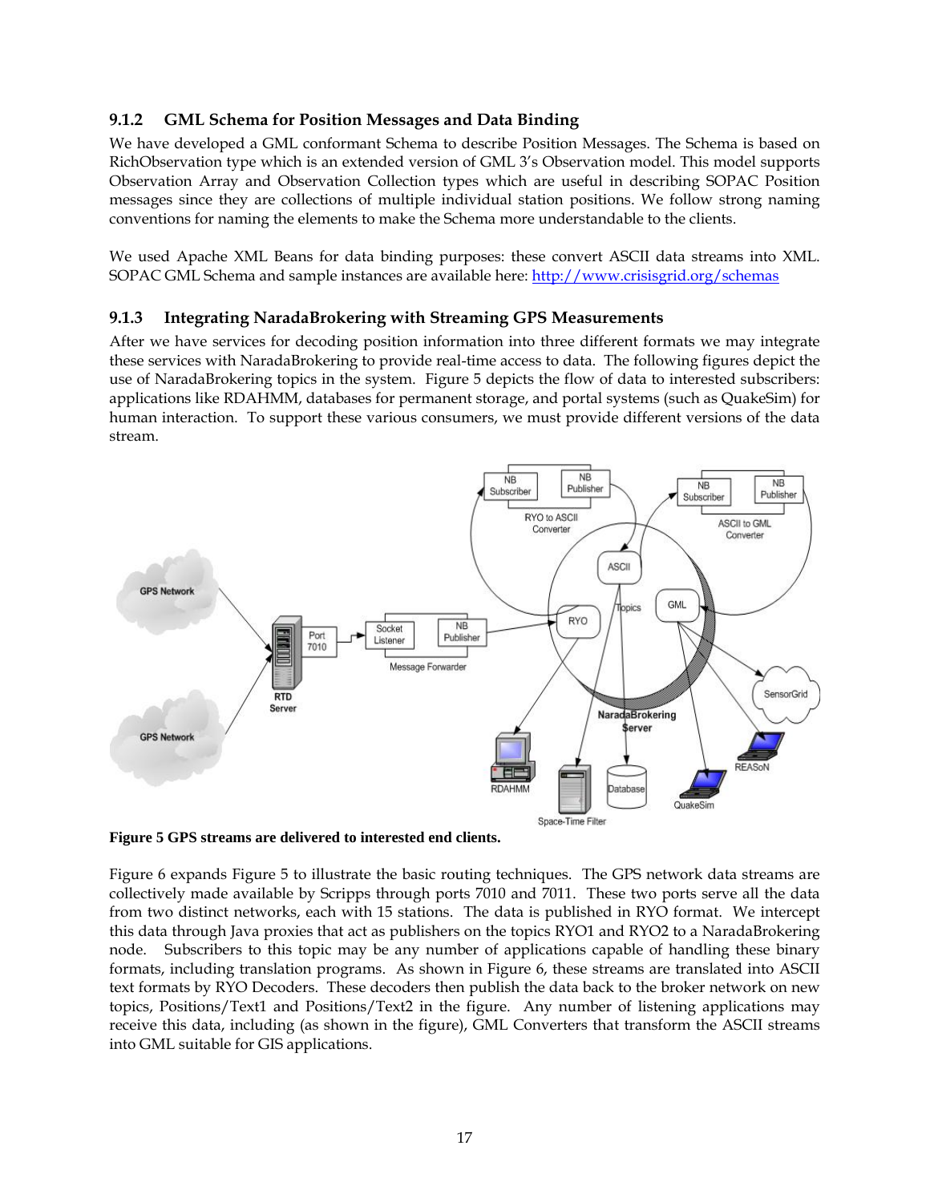### 9.1.2 GML Schema for Position Messages and Data Binding

We have developed a GML conformant Schema to describe Position Messages. The Schema is based on RichObservation type which is an extended version of GML 3's Observation model. This model supports Observation Array and Observation Collection types which are useful in describing SOPAC Position messages since they are collections of multiple individual station positions. We follow strong naming conventions for naming the elements to make the Schema more understandable to the clients.

We used Apache XML Beans for data binding purposes: these convert ASCII data streams into XML. SOPAC GML Schema and sample instances are available here: http://www.crisisgrid.org/schemas

### 9.1.3 Integrating NaradaBrokering with Streaming GPS Measurements

After we have services for decoding position information into three different formats we may integrate these services with NaradaBrokering to provide real-time access to data. The following figures depict the use of NaradaBrokering topics in the system. Figure 5 depicts the flow of data to interested subscribers: applications like RDAHMM, databases for permanent storage, and portal systems (such as QuakeSim) for human interaction. To support these various consumers, we must provide different versions of the data stream.

**Figure 5 GPS streams are delivered to interested end clients.**

Figure 6 expands Figure 5 to illustrate the basic routing techniques. The GPS network data streams are collectively made available by Scripps through ports 7010 and 7011. These two ports serve all the data from two distinct networks, each with 15 stations. The data is published in RYO format. We intercept this data through Java proxies that act as publishers on the topics RYO1 and RYO2 to a NaradaBrokering node. Subscribers to this topic may be any number of applications capable of handling these binary formats, including translation programs. As shown in Figure 6, these streams are translated into ASCII text formats by RYO Decoders. These decoders then publish the data back to the broker network on new topics, Positions/Text1 and Positions/Text2 in the figure. Any number of listening applications may receive this data, including (as shown in the figure), GML Converters that transform the ASCII streams into GML suitable for GIS applications.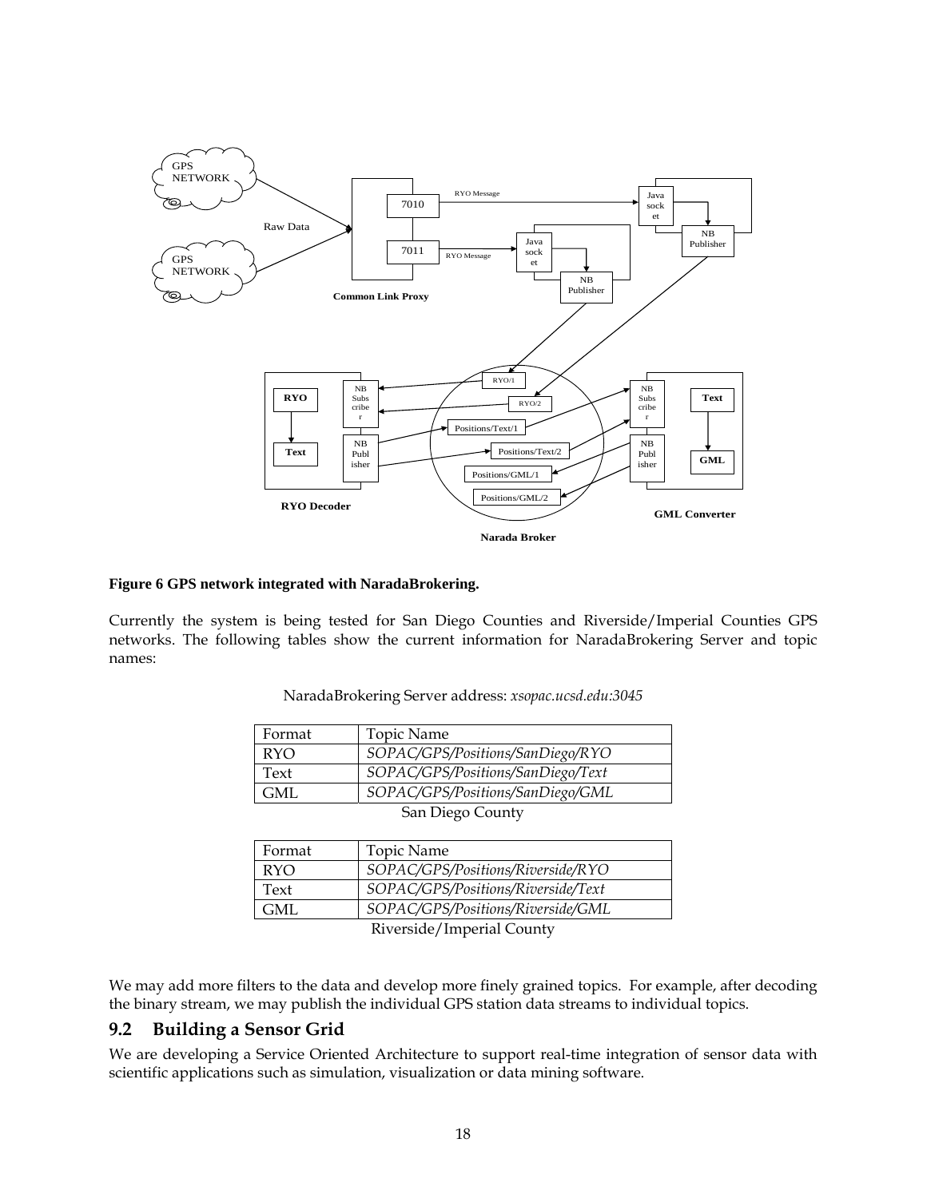**Figure 6 GPS network integrated with NaradaBrokering.**

Currently the system is being tested for San Diego Counties and Riverside/Imperial Counties GPS networks. The following tables show the current information for NaradaBrokering Server and topic names:

NaradaBrokering Server address: *xsopac.ucsd.edu:3045*

| Format | Topic Name |
|---|---|
| RYO | *SOPAC/GPS/Positions/SanDiego/RYO* |
| Text | *SOPAC/GPS/Positions/SanDiego/Text* |
| GML | *SOPAC/GPS/Positions/SanDiego/GML* |

San Diego County

| Format | Topic Name |
|---|---|
| RYO | *SOPAC/GPS/Positions/Riverside/RYO* |
| Text | *SOPAC/GPS/Positions/Riverside/Text* |
| GML | *SOPAC/GPS/Positions/Riverside/GML* |

Riverside/Imperial County

We may add more filters to the data and develop more finely grained topics. For example, after decoding the binary stream, we may publish the individual GPS station data streams to individual topics.

## 9.2 Building a Sensor Grid

We are developing a Service Oriented Architecture to support real-time integration of sensor data with scientific applications such as simulation, visualization or data mining software.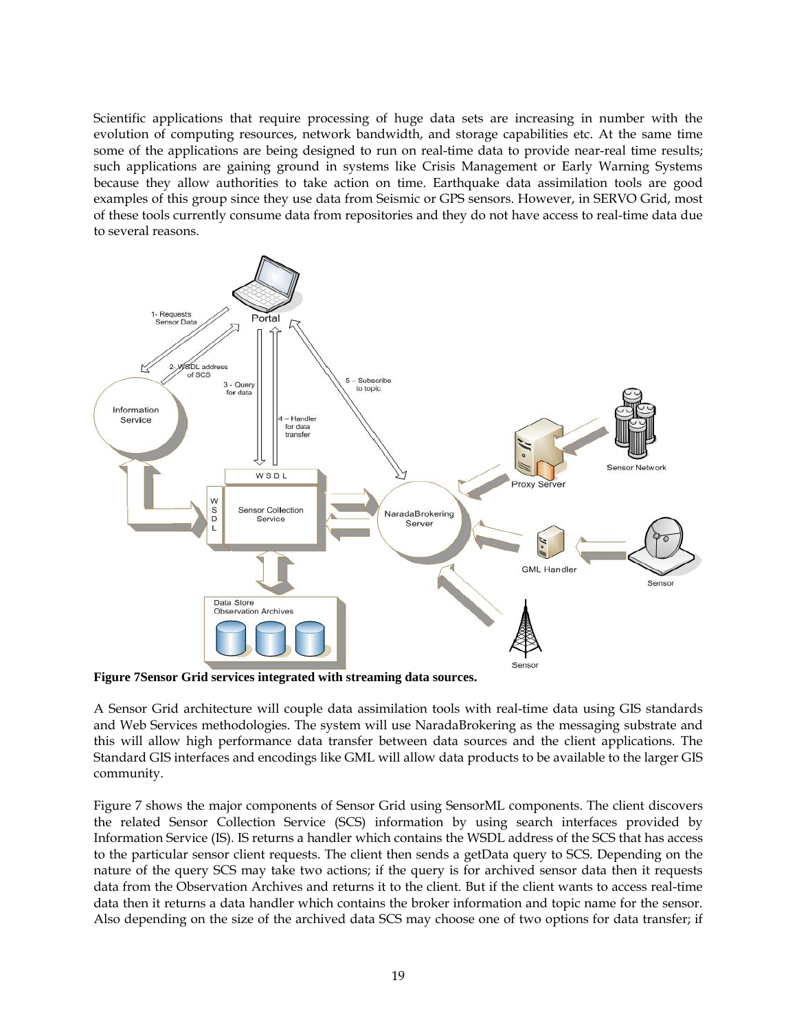Scientific applications that require processing of huge data sets are increasing in number with the evolution of computing resources, network bandwidth, and storage capabilities etc. At the same time some of the applications are being designed to run on real-time data to provide near-real time results; such applications are gaining ground in systems like Crisis Management or Early Warning Systems because they allow authorities to take action on time. Earthquake data assimilation tools are good examples of this group since they use data from Seismic or GPS sensors. However, in SERVO Grid, most of these tools currently consume data from repositories and they do not have access to real-time data due to several reasons.

**Figure 7Sensor Grid services integrated with streaming data sources.**

A Sensor Grid architecture will couple data assimilation tools with real-time data using GIS standards and Web Services methodologies. The system will use NaradaBrokering as the messaging substrate and this will allow high performance data transfer between data sources and the client applications. The Standard GIS interfaces and encodings like GML will allow data products to be available to the larger GIS community.

Figure 7 shows the major components of Sensor Grid using SensorML components. The client discovers the related Sensor Collection Service (SCS) information by using search interfaces provided by Information Service (IS). IS returns a handler which contains the WSDL address of the SCS that has access to the particular sensor client requests. The client then sends a getData query to SCS. Depending on the nature of the query SCS may take two actions; if the query is for archived sensor data then it requests data from the Observation Archives and returns it to the client. But if the client wants to access real-time data then it returns a data handler which contains the broker information and topic name for the sensor. Also depending on the size of the archived data SCS may choose one of two options for data transfer; if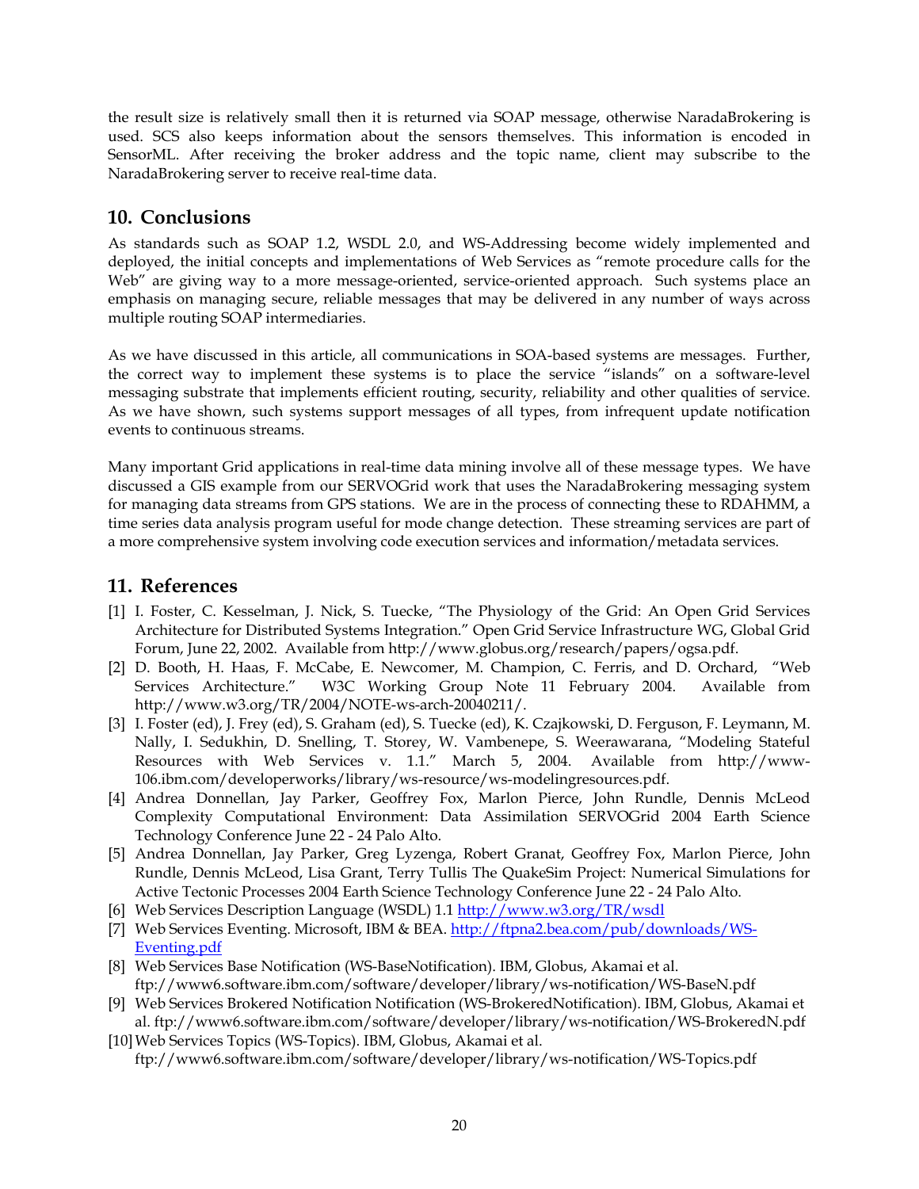the result size is relatively small then it is returned via SOAP message, otherwise NaradaBrokering is used. SCS also keeps information about the sensors themselves. This information is encoded in SensorML. After receiving the broker address and the topic name, client may subscribe to the NaradaBrokering server to receive real-time data.

## 10. Conclusions

As standards such as SOAP 1.2, WSDL 2.0, and WS-Addressing become widely implemented and deployed, the initial concepts and implementations of Web Services as "remote procedure calls for the Web" are giving way to a more message-oriented, service-oriented approach. Such systems place an emphasis on managing secure, reliable messages that may be delivered in any number of ways across multiple routing SOAP intermediaries.

As we have discussed in this article, all communications in SOA-based systems are messages. Further, the correct way to implement these systems is to place the service "islands" on a software-level messaging substrate that implements efficient routing, security, reliability and other qualities of service. As we have shown, such systems support messages of all types, from infrequent update notification events to continuous streams.

Many important Grid applications in real-time data mining involve all of these message types. We have discussed a GIS example from our SERVOGrid work that uses the NaradaBrokering messaging system for managing data streams from GPS stations. We are in the process of connecting these to RDAHMM, a time series data analysis program useful for mode change detection. These streaming services are part of a more comprehensive system involving code execution services and information/metadata services.

## 11. References

[1] I. Foster, C. Kesselman, J. Nick, S. Tuecke, "The Physiology of the Grid: An Open Grid Services Architecture for Distributed Systems Integration." Open Grid Service Infrastructure WG, Global Grid Forum, June 22, 2002. Available from http://www.globus.org/research/papers/ogsa.pdf.

[2] D. Booth, H. Haas, F. McCabe, E. Newcomer, M. Champion, C. Ferris, and D. Orchard, "Web Services Architecture." W3C Working Group Note 11 February 2004. Available from http://www.w3.org/TR/2004/NOTE-ws-arch-20040211/.

[3] I. Foster (ed), J. Frey (ed), S. Graham (ed), S. Tuecke (ed), K. Czajkowski, D. Ferguson, F. Leymann, M. Nally, I. Sedukhin, D. Snelling, T. Storey, W. Vambenepe, S. Weerawarana, "Modeling Stateful Resources with Web Services v. 1.1." March 5, 2004. Available from http://www-106.ibm.com/developerworks/library/ws-resource/ws-modelingresources.pdf.

[4] Andrea Donnellan, Jay Parker, Geoffrey Fox, Marlon Pierce, John Rundle, Dennis McLeod Complexity Computational Environment: Data Assimilation SERVOGrid 2004 Earth Science Technology Conference June 22 - 24 Palo Alto.

[5] Andrea Donnellan, Jay Parker, Greg Lyzenga, Robert Granat, Geoffrey Fox, Marlon Pierce, John Rundle, Dennis McLeod, Lisa Grant, Terry Tullis The QuakeSim Project: Numerical Simulations for Active Tectonic Processes 2004 Earth Science Technology Conference June 22 - 24 Palo Alto.

[6] Web Services Description Language (WSDL) 1.1 http://www.w3.org/TR/wsdl

[7] Web Services Eventing. Microsoft, IBM & BEA. http://ftpna2.bea.com/pub/downloads/WS-Eventing.pdf

[8] Web Services Base Notification (WS-BaseNotification). IBM, Globus, Akamai et al. ftp://www6.software.ibm.com/software/developer/library/ws-notification/WS-BaseN.pdf

[9] Web Services Brokered Notification Notification (WS-BrokeredNotification). IBM, Globus, Akamai et al. ftp://www6.software.ibm.com/software/developer/library/ws-notification/WS-BrokeredN.pdf

[10] Web Services Topics (WS-Topics). IBM, Globus, Akamai et al. ftp://www6.software.ibm.com/software/developer/library/ws-notification/WS-Topics.pdf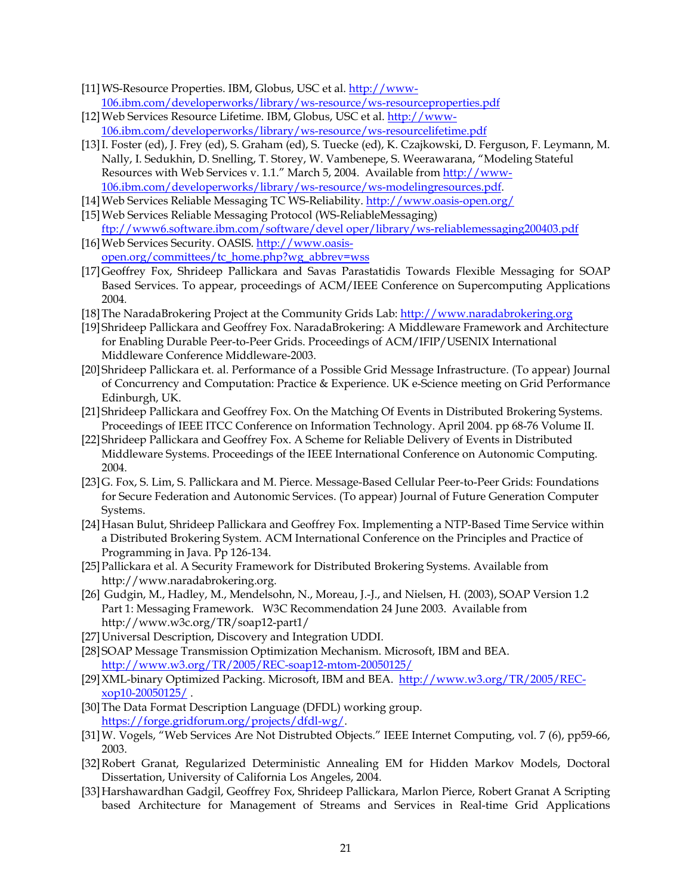[11] WS-Resource Properties. IBM, Globus, USC et al. http://www-106.ibm.com/developerworks/library/ws-resource/ws-resourceproperties.pdf

[12] Web Services Resource Lifetime. IBM, Globus, USC et al. http://www-106.ibm.com/developerworks/library/ws-resource/ws-resourcelifetime.pdf

[13] I. Foster (ed), J. Frey (ed), S. Graham (ed), S. Tuecke (ed), K. Czajkowski, D. Ferguson, F. Leymann, M. Nally, I. Sedukhin, D. Snelling, T. Storey, W. Vambenepe, S. Weerawarana, "Modeling Stateful Resources with Web Services v. 1.1." March 5, 2004. Available from http://www-106.ibm.com/developerworks/library/ws-resource/ws-modelingresources.pdf.

[14] Web Services Reliable Messaging TC WS-Reliability. http://www.oasis-open.org/

[15] Web Services Reliable Messaging Protocol (WS-ReliableMessaging) ftp://www6.software.ibm.com/software/devel oper/library/ws-reliablemessaging200403.pdf

[16] Web Services Security. OASIS. http://www.oasis-open.org/committees/tc_home.php?wg_abbrev=wss

[17] Geoffrey Fox, Shrideep Pallickara and Savas Parastatidis Towards Flexible Messaging for SOAP Based Services. To appear, proceedings of ACM/IEEE Conference on Supercomputing Applications 2004.

[18] The NaradaBrokering Project at the Community Grids Lab: http://www.naradabrokering.org

[19] Shrideep Pallickara and Geoffrey Fox. NaradaBrokering: A Middleware Framework and Architecture for Enabling Durable Peer-to-Peer Grids. Proceedings of ACM/IFIP/USENIX International Middleware Conference Middleware-2003.

[20] Shrideep Pallickara et. al. Performance of a Possible Grid Message Infrastructure. (To appear) Journal of Concurrency and Computation: Practice & Experience. UK e-Science meeting on Grid Performance Edinburgh, UK.

[21] Shrideep Pallickara and Geoffrey Fox. On the Matching Of Events in Distributed Brokering Systems. Proceedings of IEEE ITCC Conference on Information Technology. April 2004. pp 68-76 Volume II.

[22] Shrideep Pallickara and Geoffrey Fox. A Scheme for Reliable Delivery of Events in Distributed Middleware Systems. Proceedings of the IEEE International Conference on Autonomic Computing. 2004.

[23] G. Fox, S. Lim, S. Pallickara and M. Pierce. Message-Based Cellular Peer-to-Peer Grids: Foundations for Secure Federation and Autonomic Services. (To appear) Journal of Future Generation Computer Systems.

[24] Hasan Bulut, Shrideep Pallickara and Geoffrey Fox. Implementing a NTP-Based Time Service within a Distributed Brokering System. ACM International Conference on the Principles and Practice of Programming in Java. Pp 126-134.

[25] Pallickara et al. A Security Framework for Distributed Brokering Systems. Available from http://www.naradabrokering.org.

[26] Gudgin, M., Hadley, M., Mendelsohn, N., Moreau, J.-J., and Nielsen, H. (2003), SOAP Version 1.2 Part 1: Messaging Framework. W3C Recommendation 24 June 2003. Available from http://www.w3c.org/TR/soap12-part1/

[27] Universal Description, Discovery and Integration UDDI.

[28] SOAP Message Transmission Optimization Mechanism. Microsoft, IBM and BEA. http://www.w3.org/TR/2005/REC-soap12-mtom-20050125/

[29] XML-binary Optimized Packing. Microsoft, IBM and BEA. http://www.w3.org/TR/2005/REC-xop10-20050125/ .

[30] The Data Format Description Language (DFDL) working group. https://forge.gridforum.org/projects/dfdl-wg/.

[31] W. Vogels, "Web Services Are Not Distrubted Objects." IEEE Internet Computing, vol. 7 (6), pp59-66, 2003.

[32] Robert Granat, Regularized Deterministic Annealing EM for Hidden Markov Models, Doctoral Dissertation, University of California Los Angeles, 2004.

[33] Harshawardhan Gadgil, Geoffrey Fox, Shrideep Pallickara, Marlon Pierce, Robert Granat A Scripting based Architecture for Management of Streams and Services in Real-time Grid Applications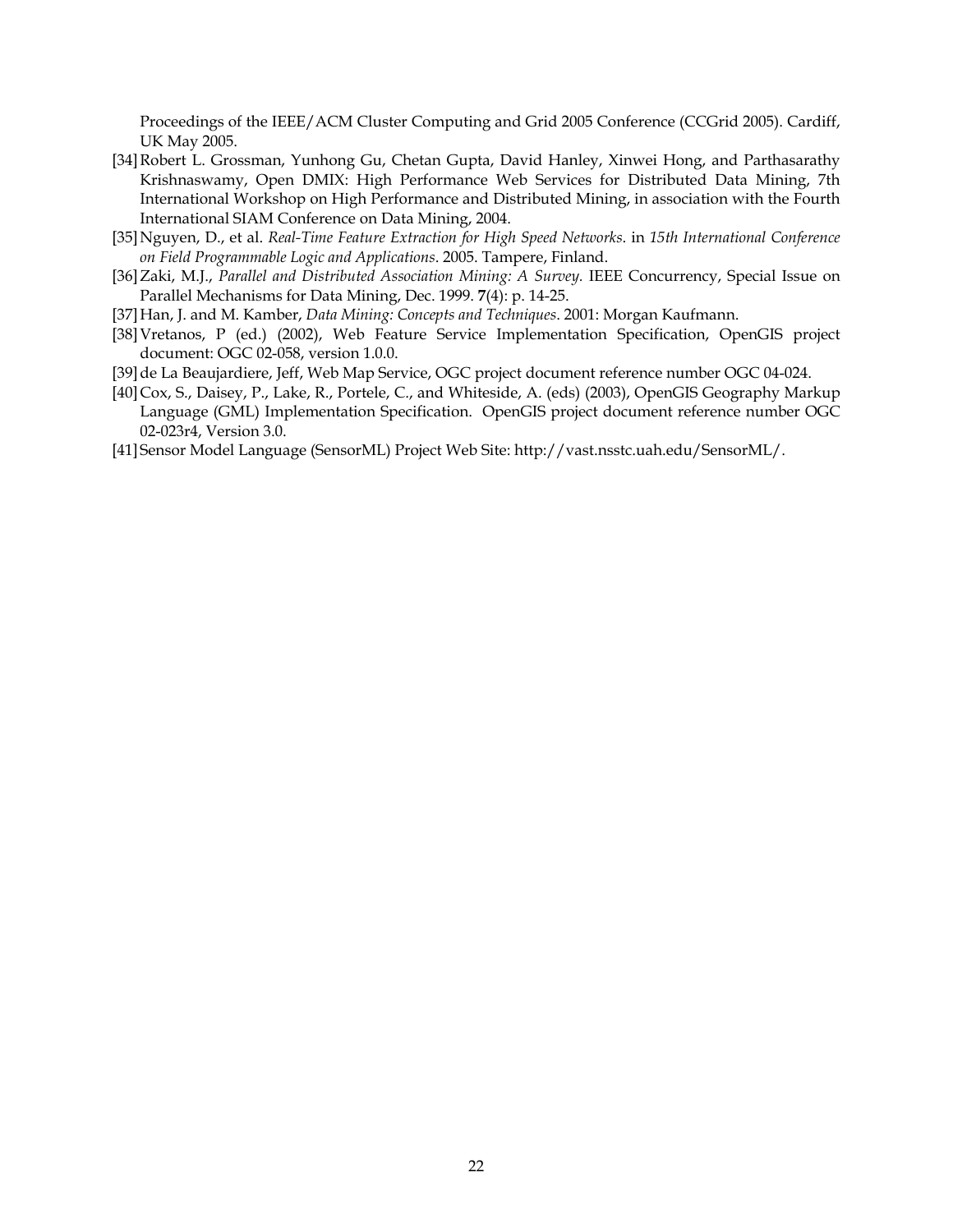Proceedings of the IEEE/ACM Cluster Computing and Grid 2005 Conference (CCGrid 2005). Cardiff, UK May 2005.

[34] Robert L. Grossman, Yunhong Gu, Chetan Gupta, David Hanley, Xinwei Hong, and Parthasarathy Krishnaswamy, Open DMIX: High Performance Web Services for Distributed Data Mining, 7th International Workshop on High Performance and Distributed Mining, in association with the Fourth International SIAM Conference on Data Mining, 2004.

[35] Nguyen, D., et al. *Real-Time Feature Extraction for High Speed Networks*. in *15th International Conference on Field Programmable Logic and Applications*. 2005. Tampere, Finland.

[36] Zaki, M.J., *Parallel and Distributed Association Mining: A Survey.* IEEE Concurrency, Special Issue on Parallel Mechanisms for Data Mining, Dec. 1999. **7**(4): p. 14-25.

[37] Han, J. and M. Kamber, *Data Mining: Concepts and Techniques*. 2001: Morgan Kaufmann.

[38] Vretanos, P (ed.) (2002), Web Feature Service Implementation Specification, OpenGIS project document: OGC 02-058, version 1.0.0.

[39] de La Beaujardiere, Jeff, Web Map Service, OGC project document reference number OGC 04-024.

[40] Cox, S., Daisey, P., Lake, R., Portele, C., and Whiteside, A. (eds) (2003), OpenGIS Geography Markup Language (GML) Implementation Specification. OpenGIS project document reference number OGC 02-023r4, Version 3.0.

[41] Sensor Model Language (SensorML) Project Web Site: http://vast.nsstc.uah.edu/SensorML/.